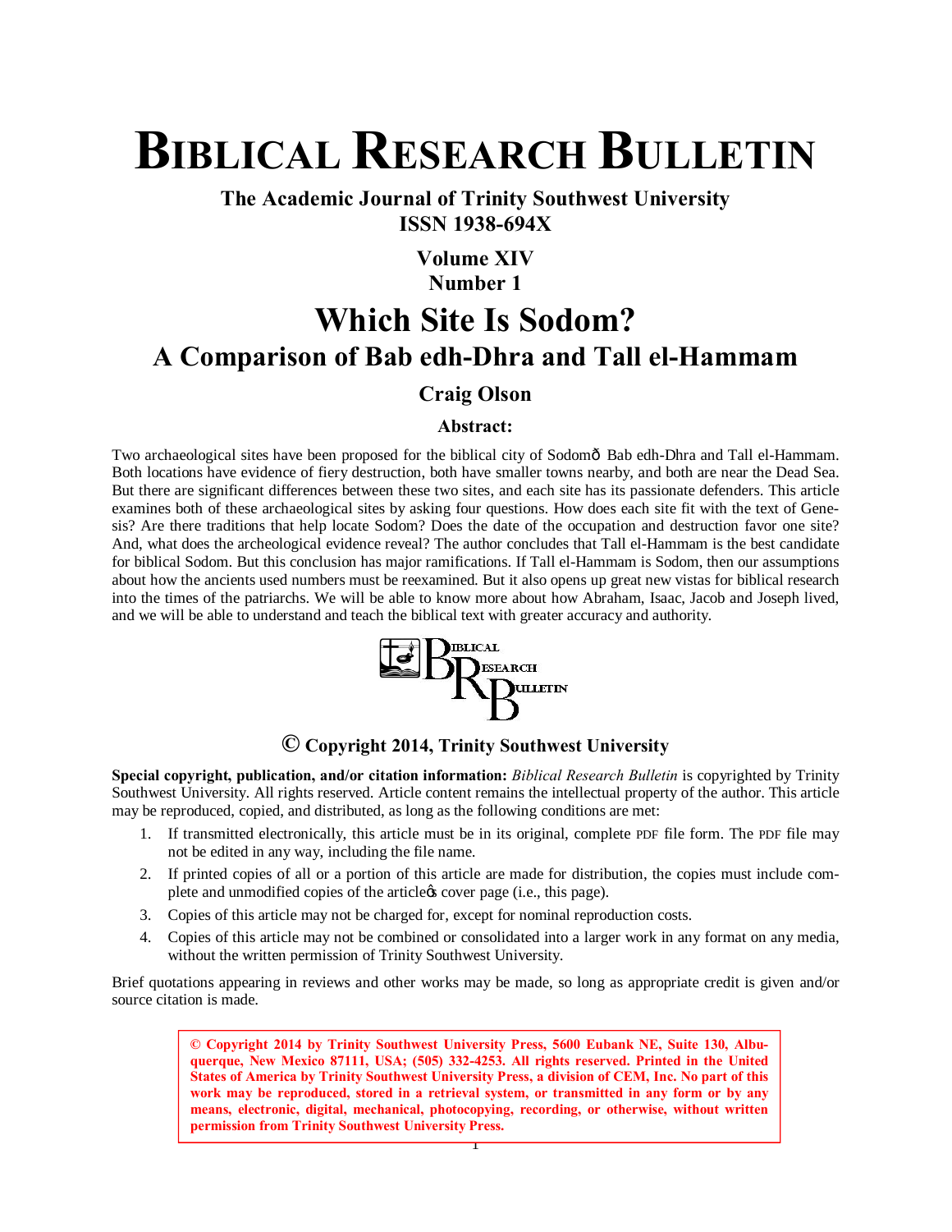# BIBLICAL RESEARCH BULLETIN

**The Academic Journal of Trinity Southwest University**
**ISSN 1938-694X**

**Volume XIV**
**Number 1**

# Which Site Is Sodom?

## A Comparison of Bab edh-Dhra and Tall el-Hammam

### Craig Olson

**Abstract:**

Two archaeological sites have been proposed for the biblical city of Sodom—Bab edh-Dhra and Tall el-Hammam. Both locations have evidence of fiery destruction, both have smaller towns nearby, and both are near the Dead Sea. But there are significant differences between these two sites, and each site has its passionate defenders. This article examines both of these archaeological sites by asking four questions. How does each site fit with the text of Genesis? Are there traditions that help locate Sodom? Does the date of the occupation and destruction favor one site? And, what does the archeological evidence reveal? The author concludes that Tall el-Hammam is the best candidate for biblical Sodom. But this conclusion has major ramifications. If Tall el-Hammam is Sodom, then our assumptions about how the ancients used numbers must be reexamined. But it also opens up great new vistas for biblical research into the times of the patriarchs. We will be able to know more about how Abraham, Isaac, Jacob and Joseph lived, and we will be able to understand and teach the biblical text with greater accuracy and authority.

BIBLICAL RESEARCH BULLETIN

**© Copyright 2014, Trinity Southwest University**

**Special copyright, publication, and/or citation information:** *Biblical Research Bulletin* is copyrighted by Trinity Southwest University. All rights reserved. Article content remains the intellectual property of the author. This article may be reproduced, copied, and distributed, as long as the following conditions are met:

1. If transmitted electronically, this article must be in its original, complete PDF file form. The PDF file may not be edited in any way, including the file name.
2. If printed copies of all or a portion of this article are made for distribution, the copies must include complete and unmodified copies of the article's cover page (i.e., this page).
3. Copies of this article may not be charged for, except for nominal reproduction costs.
4. Copies of this article may not be combined or consolidated into a larger work in any format on any media, without the written permission of Trinity Southwest University.

Brief quotations appearing in reviews and other works may be made, so long as appropriate credit is given and/or source citation is made.

**© Copyright 2014 by Trinity Southwest University Press, 5600 Eubank NE, Suite 130, Albuquerque, New Mexico 87111, USA; (505) 332-4253. All rights reserved. Printed in the United States of America by Trinity Southwest University Press, a division of CEM, Inc. No part of this work may be reproduced, stored in a retrieval system, or transmitted in any form or by any means, electronic, digital, mechanical, photocopying, recording, or otherwise, without written permission from Trinity Southwest University Press.**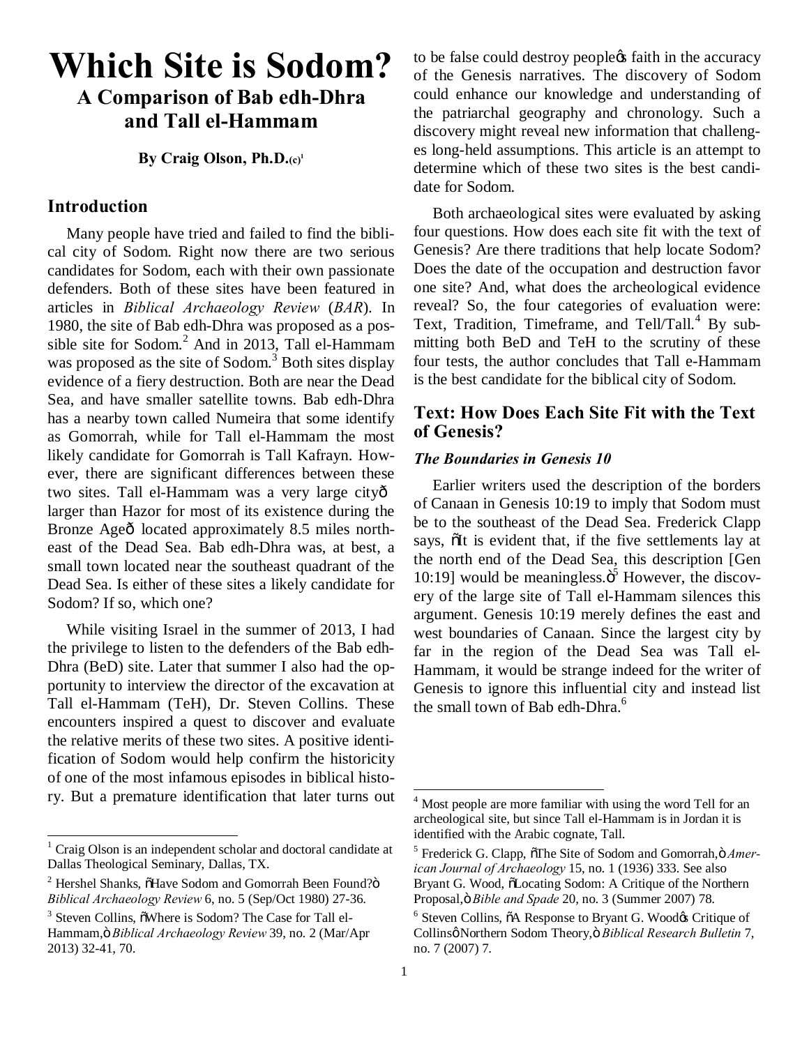# Which Site is Sodom?

## A Comparison of Bab edh-Dhra and Tall el-Hammam

**By Craig Olson, Ph.D.(c)**[1]

## Introduction

Many people have tried and failed to find the biblical city of Sodom. Right now there are two serious candidates for Sodom, each with their own passionate defenders. Both of these sites have been featured in articles in *Biblical Archaeology Review* (*BAR*). In 1980, the site of Bab edh-Dhra was proposed as a possible site for Sodom.[2] And in 2013, Tall el-Hammam was proposed as the site of Sodom.[3] Both sites display evidence of a fiery destruction. Both are near the Dead Sea, and have smaller satellite towns. Bab edh-Dhra has a nearby town called Numeira that some identify as Gomorrah, while for Tall el-Hammam the most likely candidate for Gomorrah is Tall Kafrayn. However, there are significant differences between these two sites. Tall el-Hammam was a very large city—larger than Hazor for most of its existence during the Bronze Age—located approximately 8.5 miles northeast of the Dead Sea. Bab edh-Dhra was, at best, a small town located near the southeast quadrant of the Dead Sea. Is either of these sites a likely candidate for Sodom? If so, which one?

While visiting Israel in the summer of 2013, I had the privilege to listen to the defenders of the Bab edh-Dhra (BeD) site. Later that summer I also had the opportunity to interview the director of the excavation at Tall el-Hammam (TeH), Dr. Steven Collins. These encounters inspired a quest to discover and evaluate the relative merits of these two sites. A positive identification of Sodom would help confirm the historicity of one of the most infamous episodes in biblical history. But a premature identification that later turns out to be false could destroy people's faith in the accuracy of the Genesis narratives. The discovery of Sodom could enhance our knowledge and understanding of the patriarchal geography and chronology. Such a discovery might reveal new information that challenges long-held assumptions. This article is an attempt to determine which of these two sites is the best candidate for Sodom.

Both archaeological sites were evaluated by asking four questions. How does each site fit with the text of Genesis? Are there traditions that help locate Sodom? Does the date of the occupation and destruction favor one site? And, what does the archeological evidence reveal? So, the four categories of evaluation were: Text, Tradition, Timeframe, and Tell/Tall.[4] By submitting both BeD and TeH to the scrutiny of these four tests, the author concludes that Tall e-Hammam is the best candidate for the biblical city of Sodom.

## Text: How Does Each Site Fit with the Text of Genesis?

### *The Boundaries in Genesis 10*

Earlier writers used the description of the borders of Canaan in Genesis 10:19 to imply that Sodom must be to the southeast of the Dead Sea. Frederick Clapp says, "It is evident that, if the five settlements lay at the north end of the Dead Sea, this description [Gen 10:19] would be meaningless."[5] However, the discovery of the large site of Tall el-Hammam silences this argument. Genesis 10:19 merely defines the east and west boundaries of Canaan. Since the largest city by far in the region of the Dead Sea was Tall el-Hammam, it would be strange indeed for the writer of Genesis to ignore this influential city and instead list the small town of Bab edh-Dhra.[6]

---

[1] Craig Olson is an independent scholar and doctoral candidate at Dallas Theological Seminary, Dallas, TX.

[2] Hershel Shanks, "Have Sodom and Gomorrah Been Found?" *Biblical Archaeology Review* 6, no. 5 (Sep/Oct 1980) 27-36.

[3] Steven Collins, "Where is Sodom? The Case for Tall el-Hammam," *Biblical Archaeology Review* 39, no. 2 (Mar/Apr 2013) 32-41, 70.

[4] Most people are more familiar with using the word Tell for an archeological site, but since Tall el-Hammam is in Jordan it is identified with the Arabic cognate, Tall.

[5] Frederick G. Clapp, "The Site of Sodom and Gomorrah," *American Journal of Archaeology* 15, no. 1 (1936) 333. See also Bryant G. Wood, "Locating Sodom: A Critique of the Northern Proposal," *Bible and Spade* 20, no. 3 (Summer 2007) 78.

[6] Steven Collins, "A Response to Bryant G. Wood's Critique of Collins' Northern Sodom Theory," *Biblical Research Bulletin* 7, no. 7 (2007) 7.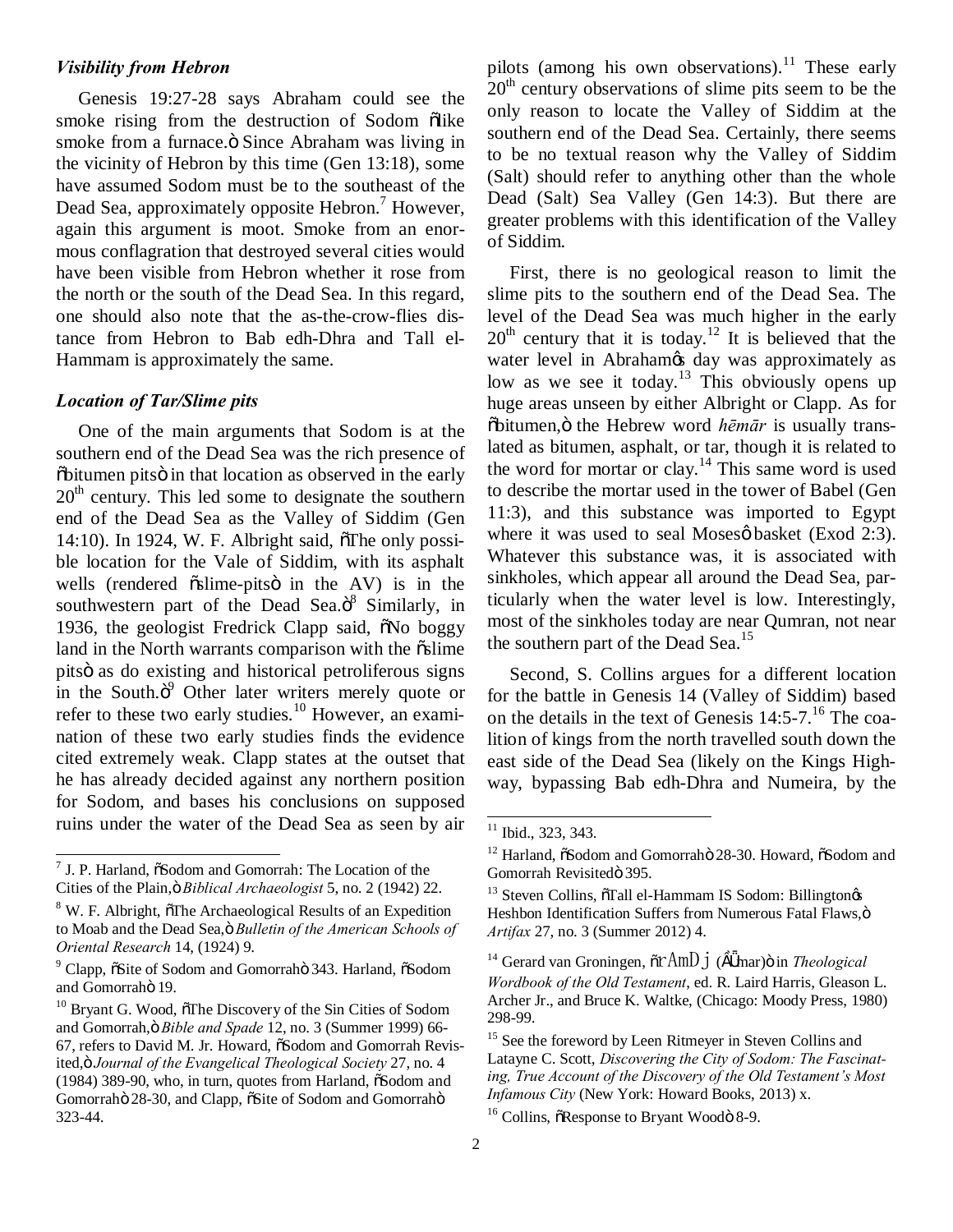### *Visibility from Hebron*

Genesis 19:27-28 says Abraham could see the smoke rising from the destruction of Sodom "like smoke from a furnace." Since Abraham was living in the vicinity of Hebron by this time (Gen 13:18), some have assumed Sodom must be to the southeast of the Dead Sea, approximately opposite Hebron.[7] However, again this argument is moot. Smoke from an enormous conflagration that destroyed several cities would have been visible from Hebron whether it rose from the north or the south of the Dead Sea. In this regard, one should also note that the as-the-crow-flies distance from Hebron to Bab edh-Dhra and Tall el-Hammam is approximately the same.

### *Location of Tar/Slime pits*

One of the main arguments that Sodom is at the southern end of the Dead Sea was the rich presence of "bitumen pits" in that location as observed in the early 20[th] century. This led some to designate the southern end of the Dead Sea as the Valley of Siddim (Gen 14:10). In 1924, W. F. Albright said, "The only possible location for the Vale of Siddim, with its asphalt wells (rendered "slime-pits" in the AV) is in the southwestern part of the Dead Sea."[8] Similarly, in 1936, the geologist Fredrick Clapp said, "No boggy land in the North warrants comparison with the "slime pits" as do existing and historical petroliferous signs in the South."[9] Other later writers merely quote or refer to these two early studies.[10] However, an examination of these two early studies finds the evidence cited extremely weak. Clapp states at the outset that he has already decided against any northern position for Sodom, and bases his conclusions on supposed ruins under the water of the Dead Sea as seen by air pilots (among his own observations).[11] These early 20[th] century observations of slime pits seem to be the only reason to locate the Valley of Siddim at the southern end of the Dead Sea. Certainly, there seems to be no textual reason why the Valley of Siddim (Salt) should refer to anything other than the whole Dead (Salt) Sea Valley (Gen 14:3). But there are greater problems with this identification of the Valley of Siddim.

First, there is no geological reason to limit the slime pits to the southern end of the Dead Sea. The level of the Dead Sea was much higher in the early 20[th] century that it is today.[12] It is believed that the water level in Abraham's day was approximately as low as we see it today.[13] This obviously opens up huge areas unseen by either Albright or Clapp. As for "bitumen," the Hebrew word *hēmār* is usually translated as bitumen, asphalt, or tar, though it is related to the word for mortar or clay.[14] This same word is used to describe the mortar used in the tower of Babel (Gen 11:3), and this substance was imported to Egypt where it was used to seal Moses' basket (Exod 2:3). Whatever this substance was, it is associated with sinkholes, which appear all around the Dead Sea, particularly when the water level is low. Interestingly, most of the sinkholes today are near Qumran, not near the southern part of the Dead Sea.[15]

Second, S. Collins argues for a different location for the battle in Genesis 14 (Valley of Siddim) based on the details in the text of Genesis 14:5-7.[16] The coalition of kings from the north travelled south down the east side of the Dead Sea (likely on the Kings Highway, bypassing Bab edh-Dhra and Numeira, by the

---

[7] J. P. Harland, "Sodom and Gomorrah: The Location of the Cities of the Plain," *Biblical Archaeologist* 5, no. 2 (1942) 22.

[8] W. F. Albright, "The Archaeological Results of an Expedition to Moab and the Dead Sea," *Bulletin of the American Schools of Oriental Research* 14, (1924) 9.

[9] Clapp, "Site of Sodom and Gomorrah" 343. Harland, "Sodom and Gomorrah" 19.

[10] Bryant G. Wood, "The Discovery of the Sin Cities of Sodom and Gomorrah," *Bible and Spade* 12, no. 3 (Summer 1999) 66-67, refers to David M. Jr. Howard, "Sodom and Gomorrah Revisited," *Journal of the Evangelical Theological Society* 27, no. 4 (1984) 389-90, who, in turn, quotes from Harland, "Sodom and Gomorrah" 28-30, and Clapp, "Site of Sodom and Gomorrah" 323-44.

[11] Ibid., 323, 343.

[12] Harland, "Sodom and Gomorrah" 28-30. Howard, "Sodom and Gomorrah Revisited" 395.

[13] Steven Collins, "Tall el-Hammam IS Sodom: Billington's Heshbon Identification Suffers from Numerous Fatal Flaws," *Artifax* 27, no. 3 (Summer 2012) 4.

[14] Gerard van Groningen, "rmAḥ (ḥāmar)" in *Theological Wordbook of the Old Testament*, ed. R. Laird Harris, Gleason L. Archer Jr., and Bruce K. Waltke, (Chicago: Moody Press, 1980) 298-99.

[15] See the foreword by Leen Ritmeyer in Steven Collins and Latayne C. Scott, *Discovering the City of Sodom: The Fascinating, True Account of the Discovery of the Old Testament's Most Infamous City* (New York: Howard Books, 2013) x.

[16] Collins, "Response to Bryant Wood" 8-9.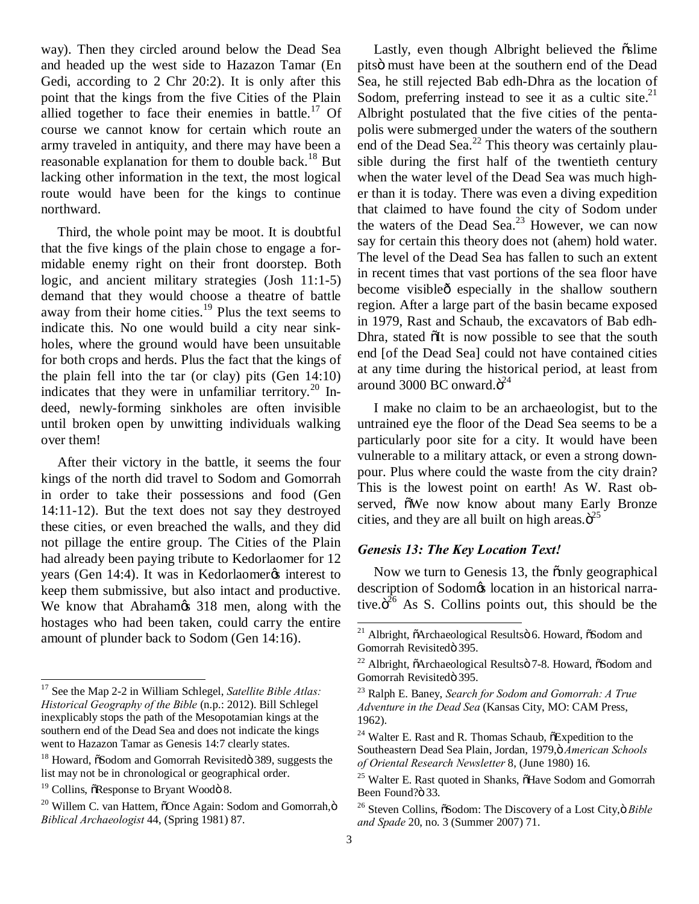way). Then they circled around below the Dead Sea and headed up the west side to Hazazon Tamar (En Gedi, according to 2 Chr 20:2). It is only after this point that the kings from the five Cities of the Plain allied together to face their enemies in battle.[17] Of course we cannot know for certain which route an army traveled in antiquity, and there may have been a reasonable explanation for them to double back.[18] But lacking other information in the text, the most logical route would have been for the kings to continue northward.

Third, the whole point may be moot. It is doubtful that the five kings of the plain chose to engage a formidable enemy right on their front doorstep. Both logic, and ancient military strategies (Josh 11:1-5) demand that they would choose a theatre of battle away from their home cities.[19] Plus the text seems to indicate this. No one would build a city near sinkholes, where the ground would have been unsuitable for both crops and herds. Plus the fact that the kings of the plain fell into the tar (or clay) pits (Gen 14:10) indicates that they were in unfamiliar territory.[20] Indeed, newly-forming sinkholes are often invisible until broken open by unwitting individuals walking over them!

After their victory in the battle, it seems the four kings of the north did travel to Sodom and Gomorrah in order to take their possessions and food (Gen 14:11-12). But the text does not say they destroyed these cities, or even breached the walls, and they did not pillage the entire group. The Cities of the Plain had already been paying tribute to Kedorlaomer for 12 years (Gen 14:4). It was in Kedorlaomer's interest to keep them submissive, but also intact and productive. We know that Abraham's 318 men, along with the hostages who had been taken, could carry the entire amount of plunder back to Sodom (Gen 14:16).

Lastly, even though Albright believed the "slime pits" must have been at the southern end of the Dead Sea, he still rejected Bab edh-Dhra as the location of Sodom, preferring instead to see it as a cultic site.[21] Albright postulated that the five cities of the pentapolis were submerged under the waters of the southern end of the Dead Sea.[22] This theory was certainly plausible during the first half of the twentieth century when the water level of the Dead Sea was much higher than it is today. There was even a diving expedition that claimed to have found the city of Sodom under the waters of the Dead Sea.[23] However, we can now say for certain this theory does not (ahem) hold water. The level of the Dead Sea has fallen to such an extent in recent times that vast portions of the sea floor have become visible—especially in the shallow southern region. After a large part of the basin became exposed in 1979, Rast and Schaub, the excavators of Bab edh-Dhra, stated "It is now possible to see that the south end [of the Dead Sea] could not have contained cities at any time during the historical period, at least from around 3000 BC onward."[24]

I make no claim to be an archaeologist, but to the untrained eye the floor of the Dead Sea seems to be a particularly poor site for a city. It would have been vulnerable to a military attack, or even a strong downpour. Plus where could the waste from the city drain? This is the lowest point on earth! As W. Rast observed, "We now know about many Early Bronze cities, and they are all built on high areas."[25]

### *Genesis 13: The Key Location Text!*

Now we turn to Genesis 13, the "only geographical description of Sodom's location in an historical narrative."[26] As S. Collins points out, this should be the

---

[17] See the Map 2-2 in William Schlegel, *Satellite Bible Atlas: Historical Geography of the Bible* (n.p.: 2012). Bill Schlegel inexplicably stops the path of the Mesopotamian kings at the southern end of the Dead Sea and does not indicate the kings went to Hazazon Tamar as Genesis 14:7 clearly states.

[18] Howard, "Sodom and Gomorrah Revisited" 389, suggests the list may not be in chronological or geographical order.

[19] Collins, "Response to Bryant Wood" 8.

[20] Willem C. van Hattem, "Once Again: Sodom and Gomorrah," *Biblical Archaeologist* 44, (Spring 1981) 87.

[21] Albright, "Archaeological Results" 6. Howard, "Sodom and Gomorrah Revisited" 395.

[22] Albright, "Archaeological Results" 7-8. Howard, "Sodom and Gomorrah Revisited" 395.

[23] Ralph E. Baney, *Search for Sodom and Gomorrah: A True Adventure in the Dead Sea* (Kansas City, MO: CAM Press, 1962).

[24] Walter E. Rast and R. Thomas Schaub, "Expedition to the Southeastern Dead Sea Plain, Jordan, 1979," *American Schools of Oriental Research Newsletter* 8, (June 1980) 16.

[25] Walter E. Rast quoted in Shanks, "Have Sodom and Gomorrah Been Found?" 33.

[26] Steven Collins, "Sodom: The Discovery of a Lost City," *Bible and Spade* 20, no. 3 (Summer 2007) 71.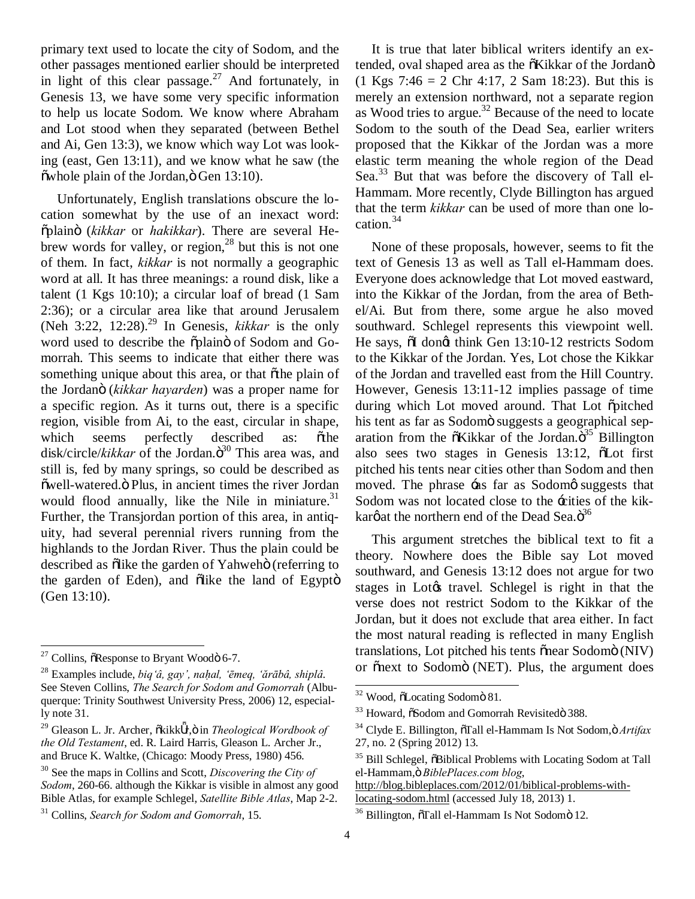primary text used to locate the city of Sodom, and the other passages mentioned earlier should be interpreted in light of this clear passage.[27] And fortunately, in Genesis 13, we have some very specific information to help us locate Sodom. We know where Abraham and Lot stood when they separated (between Bethel and Ai, Gen 13:3), we know which way Lot was looking (east, Gen 13:11), and we know what he saw (the "whole plain of the Jordan," Gen 13:10).

Unfortunately, English translations obscure the location somewhat by the use of an inexact word: "plain" (*kikkar* or *hakikkar*). There are several Hebrew words for valley, or region,[28] but this is not one of them. In fact, *kikkar* is not normally a geographic word at all. It has three meanings: a round disk, like a talent (1 Kgs 10:10); a circular loaf of bread (1 Sam 2:36); or a circular area like that around Jerusalem (Neh 3:22, 12:28).[29] In Genesis, *kikkar* is the only word used to describe the "plain" of Sodom and Gomorrah. This seems to indicate that either there was something unique about this area, or that "the plain of the Jordan" (*kikkar hayarden*) was a proper name for a specific region. As it turns out, there is a specific region, visible from Ai, to the east, circular in shape, which seems perfectly described as: "the disk/circle/*kikkar* of the Jordan."[30] This area was, and still is, fed by many springs, so could be described as "well-watered." Plus, in ancient times the river Jordan would flood annually, like the Nile in miniature.[31] Further, the Transjordan portion of this area, in antiquity, had several perennial rivers running from the highlands to the Jordan River. Thus the plain could be described as "like the garden of Yahweh" (referring to the garden of Eden), and "like the land of Egypt" (Gen 13:10).

It is true that later biblical writers identify an extended, oval shaped area as the "Kikkar of the Jordan" (1 Kgs 7:46 = 2 Chr 4:17, 2 Sam 18:23). But this is merely an extension northward, not a separate region as Wood tries to argue.[32] Because of the need to locate Sodom to the south of the Dead Sea, earlier writers proposed that the Kikkar of the Jordan was a more elastic term meaning the whole region of the Dead Sea.[33] But that was before the discovery of Tall el-Hammam. More recently, Clyde Billington has argued that the term *kikkar* can be used of more than one location.[34]

None of these proposals, however, seems to fit the text of Genesis 13 as well as Tall el-Hammam does. Everyone does acknowledge that Lot moved eastward, into the Kikkar of the Jordan, from the area of Bethel/Ai. But from there, some argue he also moved southward. Schlegel represents this viewpoint well. He says, "I don't think Gen 13:10-12 restricts Sodom to the Kikkar of the Jordan. Yes, Lot chose the Kikkar of the Jordan and travelled east from the Hill Country. However, Genesis 13:11-12 implies passage of time during which Lot moved around. That Lot "pitched his tent as far as Sodom" suggests a geographical separation from the "Kikkar of the Jordan."[35] Billington also sees two stages in Genesis 13:12, "Lot first pitched his tents near cities other than Sodom and then moved. The phrase 'as far as Sodom' suggests that Sodom was not located close to the 'cities of the kikkar' at the northern end of the Dead Sea."[36]

This argument stretches the biblical text to fit a theory. Nowhere does the Bible say Lot moved southward, and Genesis 13:12 does not argue for two stages in Lot's travel. Schlegel is right in that the verse does not restrict Sodom to the Kikkar of the Jordan, but it does not exclude that area either. In fact the most natural reading is reflected in many English translations, Lot pitched his tents "near Sodom" (NIV) or "next to Sodom" (NET). Plus, the argument does

---

[27] Collins, "Response to Bryant Wood" 6-7.

[28] Examples include, *biq'â, gay', naḥal, 'ēmeq, 'ărābâ, shiplâ*. See Steven Collins, *The Search for Sodom and Gomorrah* (Albuquerque: Trinity Southwest University Press, 2006) 12, especially note 31.

[29] Gleason L. Jr. Archer, "kikkār," in *Theological Wordbook of the Old Testament*, ed. R. Laird Harris, Gleason L. Archer Jr., and Bruce K. Waltke, (Chicago: Moody Press, 1980) 456.

[30] See the maps in Collins and Scott, *Discovering the City of Sodom*, 260-66. although the Kikkar is visible in almost any good Bible Atlas, for example Schlegel, *Satellite Bible Atlas*, Map 2-2.

[31] Collins, *Search for Sodom and Gomorrah*, 15.

[32] Wood, "Locating Sodom" 81.

[33] Howard, "Sodom and Gomorrah Revisited" 388.

[34] Clyde E. Billington, "Tall el-Hammam Is Not Sodom," *Artifax* 27, no. 2 (Spring 2012) 13.

[35] Bill Schlegel, "Biblical Problems with Locating Sodom at Tall el-Hammam," *BiblePlaces.com blog*, http://blog.bibleplaces.com/2012/01/biblical-problems-with-locating-sodom.html (accessed July 18, 2013) 1.

[36] Billington, "Tall el-Hammam Is Not Sodom" 12.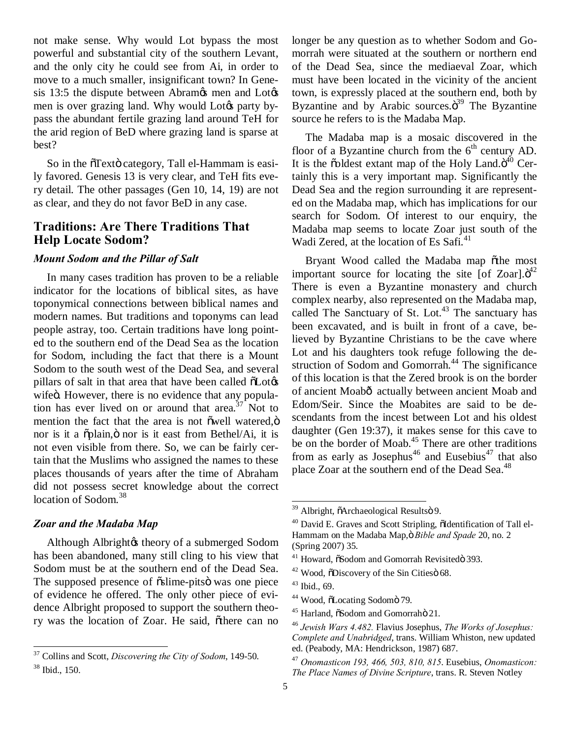not make sense. Why would Lot bypass the most powerful and substantial city of the southern Levant, and the only city he could see from Ai, in order to move to a much smaller, insignificant town? In Genesis 13:5 the dispute between Abram's men and Lot's men is over grazing land. Why would Lot's party bypass the abundant fertile grazing land around TeH for the arid region of BeD where grazing land is sparse at best?

So in the "Text" category, Tall el-Hammam is easily favored. Genesis 13 is very clear, and TeH fits every detail. The other passages (Gen 10, 14, 19) are not as clear, and they do not favor BeD in any case.

## Traditions: Are There Traditions That Help Locate Sodom?

### *Mount Sodom and the Pillar of Salt*

In many cases tradition has proven to be a reliable indicator for the locations of biblical sites, as have toponymical connections between biblical names and modern names. But traditions and toponyms can lead people astray, too. Certain traditions have long pointed to the southern end of the Dead Sea as the location for Sodom, including the fact that there is a Mount Sodom to the south west of the Dead Sea, and several pillars of salt in that area that have been called "Lot's wife". However, there is no evidence that any population has ever lived on or around that area.[37] Not to mention the fact that the area is not "well watered," nor is it a "plain," nor is it east from Bethel/Ai, it is not even visible from there. So, we can be fairly certain that the Muslims who assigned the names to these places thousands of years after the time of Abraham did not possess secret knowledge about the correct location of Sodom.[38]

### *Zoar and the Madaba Map*

Although Albright's theory of a submerged Sodom has been abandoned, many still cling to his view that Sodom must be at the southern end of the Dead Sea. The supposed presence of "slime-pits" was one piece of evidence he offered. The only other piece of evidence Albright proposed to support the southern theory was the location of Zoar. He said, "there can no longer be any question as to whether Sodom and Gomorrah were situated at the southern or northern end of the Dead Sea, since the mediaeval Zoar, which must have been located in the vicinity of the ancient town, is expressly placed at the southern end, both by Byzantine and by Arabic sources."[39] The Byzantine source he refers to is the Madaba Map.

The Madaba map is a mosaic discovered in the floor of a Byzantine church from the 6th century AD. It is the "oldest extant map of the Holy Land."[40] Certainly this is a very important map. Significantly the Dead Sea and the region surrounding it are represented on the Madaba map, which has implications for our search for Sodom. Of interest to our enquiry, the Madaba map seems to locate Zoar just south of the Wadi Zered, at the location of Es Safi.[41]

Bryant Wood called the Madaba map "the most important source for locating the site [of Zoar]."[42] There is even a Byzantine monastery and church complex nearby, also represented on the Madaba map, called The Sanctuary of St. Lot.[43] The sanctuary has been excavated, and is built in front of a cave, believed by Byzantine Christians to be the cave where Lot and his daughters took refuge following the destruction of Sodom and Gomorrah.[44] The significance of this location is that the Zered brook is on the border of ancient Moab— actually between ancient Moab and Edom/Seir. Since the Moabites are said to be descendants from the incest between Lot and his oldest daughter (Gen 19:37), it makes sense for this cave to be on the border of Moab.[45] There are other traditions from as early as Josephus[46] and Eusebius[47] that also place Zoar at the southern end of the Dead Sea.[48]

---

[37] Collins and Scott, *Discovering the City of Sodom*, 149-50.

[38] Ibid., 150.

[39] Albright, "Archaeological Results" 9.

[40] David E. Graves and Scott Stripling, "Identification of Tall el-Hammam on the Madaba Map," *Bible and Spade* 20, no. 2 (Spring 2007) 35.

[41] Howard, "Sodom and Gomorrah Revisited" 393.

[42] Wood, "Discovery of the Sin Cities" 68.

[43] Ibid., 69.

[44] Wood, "Locating Sodom" 79.

[45] Harland, "Sodom and Gomorrah" 21.

[46] *Jewish Wars 4.482.* Flavius Josephus, *The Works of Josephus: Complete and Unabridged*, trans. William Whiston, new updated ed. (Peabody, MA: Hendrickson, 1987) 687.

[47] *Onomasticon 193, 466, 503, 810, 815*. Eusebius, *Onomasticon: The Place Names of Divine Scripture*, trans. R. Steven Notley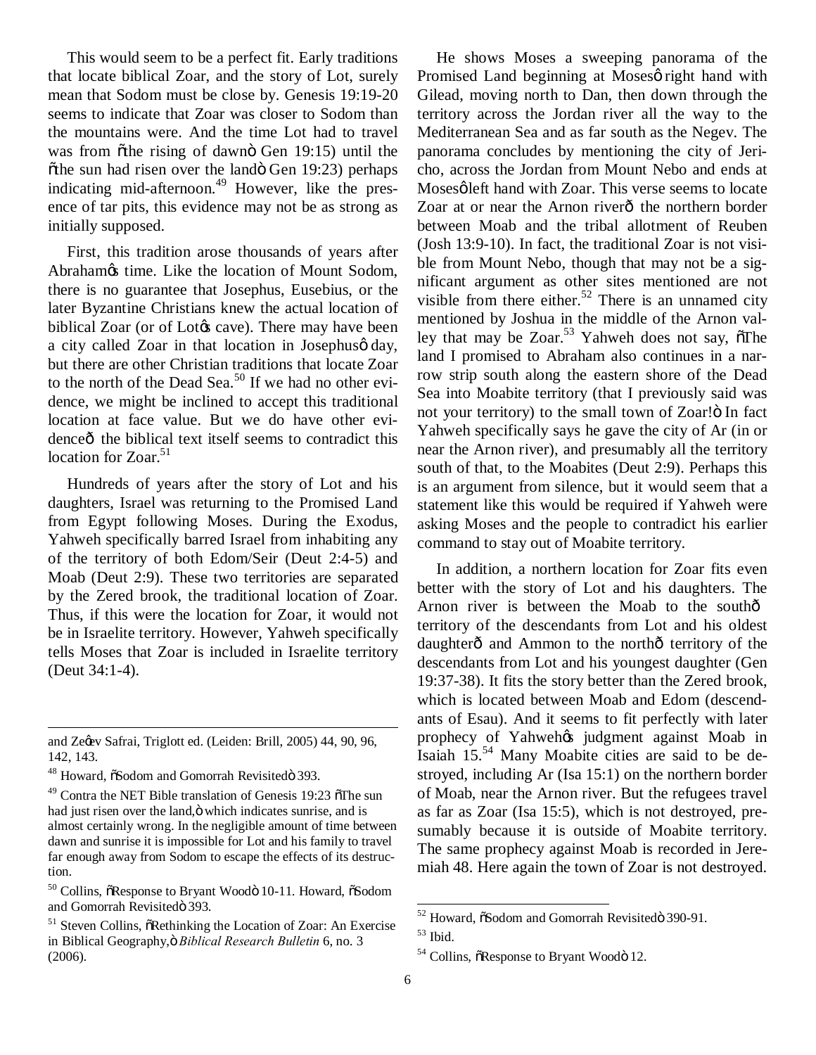This would seem to be a perfect fit. Early traditions that locate biblical Zoar, and the story of Lot, surely mean that Sodom must be close by. Genesis 19:19-20 seems to indicate that Zoar was closer to Sodom than the mountains were. And the time Lot had to travel was from "the rising of dawn" Gen 19:15) until the "the sun had risen over the land" Gen 19:23) perhaps indicating mid-afternoon.[49] However, like the presence of tar pits, this evidence may not be as strong as initially supposed.

First, this tradition arose thousands of years after Abraham's time. Like the location of Mount Sodom, there is no guarantee that Josephus, Eusebius, or the later Byzantine Christians knew the actual location of biblical Zoar (or of Lot's cave). There may have been a city called Zoar in that location in Josephus' day, but there are other Christian traditions that locate Zoar to the north of the Dead Sea.[50] If we had no other evidence, we might be inclined to accept this traditional location at face value. But we do have other evidence— the biblical text itself seems to contradict this location for Zoar.[51]

Hundreds of years after the story of Lot and his daughters, Israel was returning to the Promised Land from Egypt following Moses. During the Exodus, Yahweh specifically barred Israel from inhabiting any of the territory of both Edom/Seir (Deut 2:4-5) and Moab (Deut 2:9). These two territories are separated by the Zered brook, the traditional location of Zoar. Thus, if this were the location for Zoar, it would not be in Israelite territory. However, Yahweh specifically tells Moses that Zoar is included in Israelite territory (Deut 34:1-4).

He shows Moses a sweeping panorama of the Promised Land beginning at Moses' right hand with Gilead, moving north to Dan, then down through the territory across the Jordan river all the way to the Mediterranean Sea and as far south as the Negev. The panorama concludes by mentioning the city of Jericho, across the Jordan from Mount Nebo and ends at Moses' left hand with Zoar. This verse seems to locate Zoar at or near the Arnon river— the northern border between Moab and the tribal allotment of Reuben (Josh 13:9-10). In fact, the traditional Zoar is not visible from Mount Nebo, though that may not be a significant argument as other sites mentioned are not visible from there either.[52] There is an unnamed city mentioned by Joshua in the middle of the Arnon valley that may be Zoar.[53] Yahweh does not say, "The land I promised to Abraham also continues in a narrow strip south along the eastern shore of the Dead Sea into Moabite territory (that I previously said was not your territory) to the small town of Zoar!" In fact Yahweh specifically says he gave the city of Ar (in or near the Arnon river), and presumably all the territory south of that, to the Moabites (Deut 2:9). Perhaps this is an argument from silence, but it would seem that a statement like this would be required if Yahweh were asking Moses and the people to contradict his earlier command to stay out of Moabite territory.

In addition, a northern location for Zoar fits even better with the story of Lot and his daughters. The Arnon river is between the Moab to the south— territory of the descendants from Lot and his oldest daughter— and Ammon to the north— territory of the descendants from Lot and his youngest daughter (Gen 19:37-38). It fits the story better than the Zered brook, which is located between Moab and Edom (descendants of Esau). And it seems to fit perfectly with later prophecy of Yahweh's judgment against Moab in Isaiah 15.[54] Many Moabite cities are said to be destroyed, including Ar (Isa 15:1) on the northern border of Moab, near the Arnon river. But the refugees travel as far as Zoar (Isa 15:5), which is not destroyed, presumably because it is outside of Moabite territory. The same prophecy against Moab is recorded in Jeremiah 48. Here again the town of Zoar is not destroyed.

---

and Ze'ev Safrai, Triglott ed. (Leiden: Brill, 2005) 44, 90, 96, 142, 143.

[48] Howard, "Sodom and Gomorrah Revisited" 393.

[49] Contra the NET Bible translation of Genesis 19:23 "The sun had just risen over the land," which indicates sunrise, and is almost certainly wrong. In the negligible amount of time between dawn and sunrise it is impossible for Lot and his family to travel far enough away from Sodom to escape the effects of its destruction.

[50] Collins, "Response to Bryant Wood" 10-11. Howard, "Sodom and Gomorrah Revisited" 393.

[51] Steven Collins, "Rethinking the Location of Zoar: An Exercise in Biblical Geography," *Biblical Research Bulletin* 6, no. 3 (2006).

[52] Howard, "Sodom and Gomorrah Revisited" 390-91.

[53] Ibid.

[54] Collins, "Response to Bryant Wood" 12.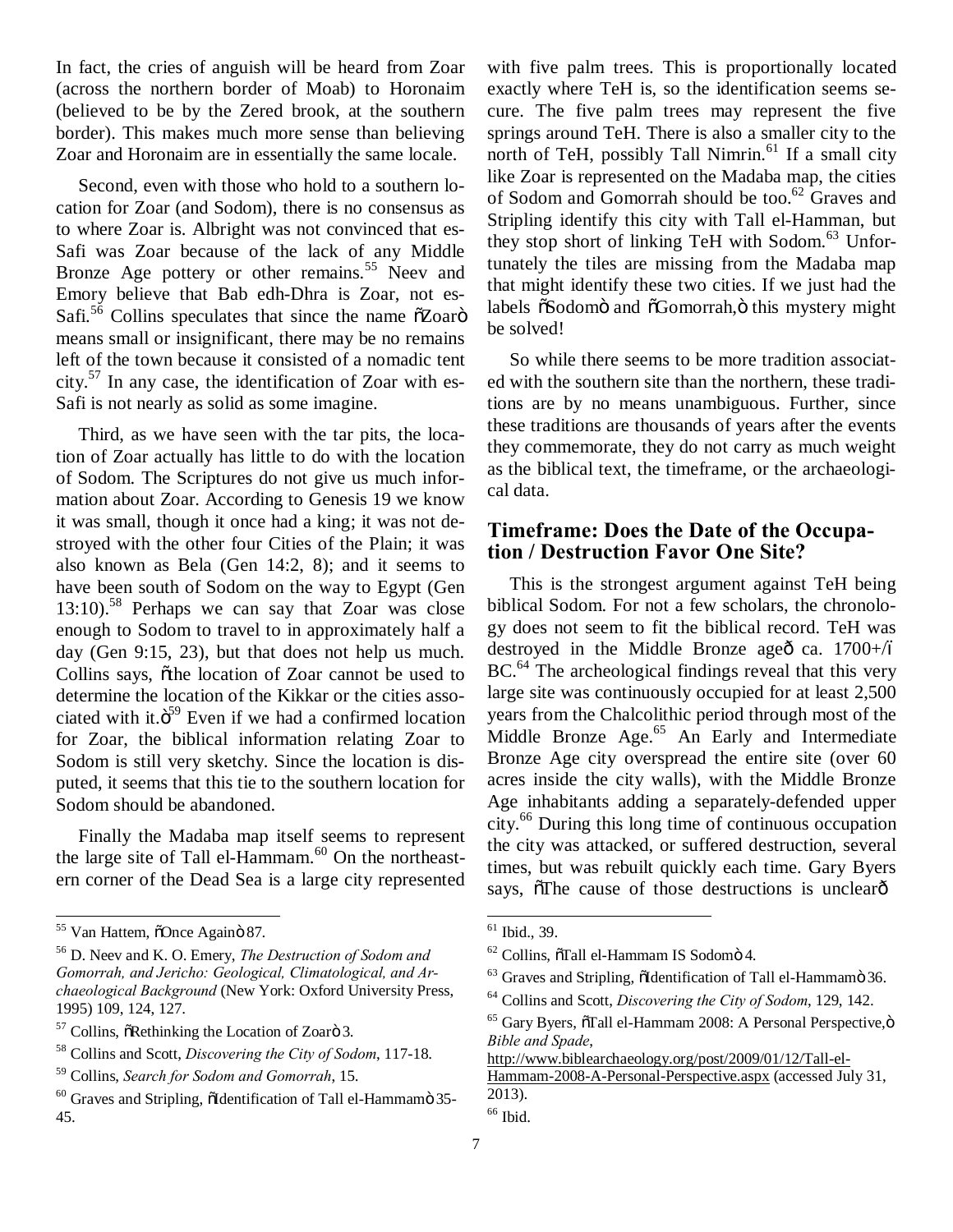In fact, the cries of anguish will be heard from Zoar (across the northern border of Moab) to Horonaim (believed to be by the Zered brook, at the southern border). This makes much more sense than believing Zoar and Horonaim are in essentially the same locale.

Second, even with those who hold to a southern location for Zoar (and Sodom), there is no consensus as to where Zoar is. Albright was not convinced that es-Safi was Zoar because of the lack of any Middle Bronze Age pottery or other remains.[55] Neev and Emory believe that Bab edh-Dhra is Zoar, not es-Safi.[56] Collins speculates that since the name "Zoar" means small or insignificant, there may be no remains left of the town because it consisted of a nomadic tent city.[57] In any case, the identification of Zoar with es-Safi is not nearly as solid as some imagine.

Third, as we have seen with the tar pits, the location of Zoar actually has little to do with the location of Sodom. The Scriptures do not give us much information about Zoar. According to Genesis 19 we know it was small, though it once had a king; it was not destroyed with the other four Cities of the Plain; it was also known as Bela (Gen 14:2, 8); and it seems to have been south of Sodom on the way to Egypt (Gen 13:10).[58] Perhaps we can say that Zoar was close enough to Sodom to travel to in approximately half a day (Gen 9:15, 23), but that does not help us much. Collins says, "the location of Zoar cannot be used to determine the location of the Kikkar or the cities associated with it."[59] Even if we had a confirmed location for Zoar, the biblical information relating Zoar to Sodom is still very sketchy. Since the location is disputed, it seems that this tie to the southern location for Sodom should be abandoned.

Finally the Madaba map itself seems to represent the large site of Tall el-Hammam.[60] On the northeastern corner of the Dead Sea is a large city represented with five palm trees. This is proportionally located exactly where TeH is, so the identification seems secure. The five palm trees may represent the five springs around TeH. There is also a smaller city to the north of TeH, possibly Tall Nimrin.[61] If a small city like Zoar is represented on the Madaba map, the cities of Sodom and Gomorrah should be too.[62] Graves and Stripling identify this city with Tall el-Hamman, but they stop short of linking TeH with Sodom.[63] Unfortunately the tiles are missing from the Madaba map that might identify these two cities. If we just had the labels "Sodom" and "Gomorrah," this mystery might be solved!

So while there seems to be more tradition associated with the southern site than the northern, these traditions are by no means unambiguous. Further, since these traditions are thousands of years after the events they commemorate, they do not carry as much weight as the biblical text, the timeframe, or the archaeological data.

## Timeframe: Does the Date of the Occupation / Destruction Favor One Site?

This is the strongest argument against TeH being biblical Sodom. For not a few scholars, the chronology does not seem to fit the biblical record. TeH was destroyed in the Middle Bronze age—ca. 1700+/– BC.[64] The archeological findings reveal that this very large site was continuously occupied for at least 2,500 years from the Chalcolithic period through most of the Middle Bronze Age.[65] An Early and Intermediate Bronze Age city overspread the entire site (over 60 acres inside the city walls), with the Middle Bronze Age inhabitants adding a separately-defended upper city.[66] During this long time of continuous occupation the city was attacked, or suffered destruction, several times, but was rebuilt quickly each time. Gary Byers says, "The cause of those destructions is unclear—

---

[55] Van Hattem, "Once Again" 87.

[56] D. Neev and K. O. Emery, *The Destruction of Sodom and Gomorrah, and Jericho: Geological, Climatological, and Archaeological Background* (New York: Oxford University Press, 1995) 109, 124, 127.

[57] Collins, "Rethinking the Location of Zoar" 3.

[58] Collins and Scott, *Discovering the City of Sodom*, 117-18.

[59] Collins, *Search for Sodom and Gomorrah*, 15.

[60] Graves and Stripling, "Identification of Tall el-Hammam" 35-45.

[61] Ibid., 39.

[62] Collins, "Tall el-Hammam IS Sodom" 4.

[63] Graves and Stripling, "Identification of Tall el-Hammam" 36.

[64] Collins and Scott, *Discovering the City of Sodom*, 129, 142.

[65] Gary Byers, "Tall el-Hammam 2008: A Personal Perspective," *Bible and Spade*, http://www.biblearchaeology.org/post/2009/01/12/Tall-el-Hammam-2008-A-Personal-Perspective.aspx (accessed July 31, 2013).

[66] Ibid.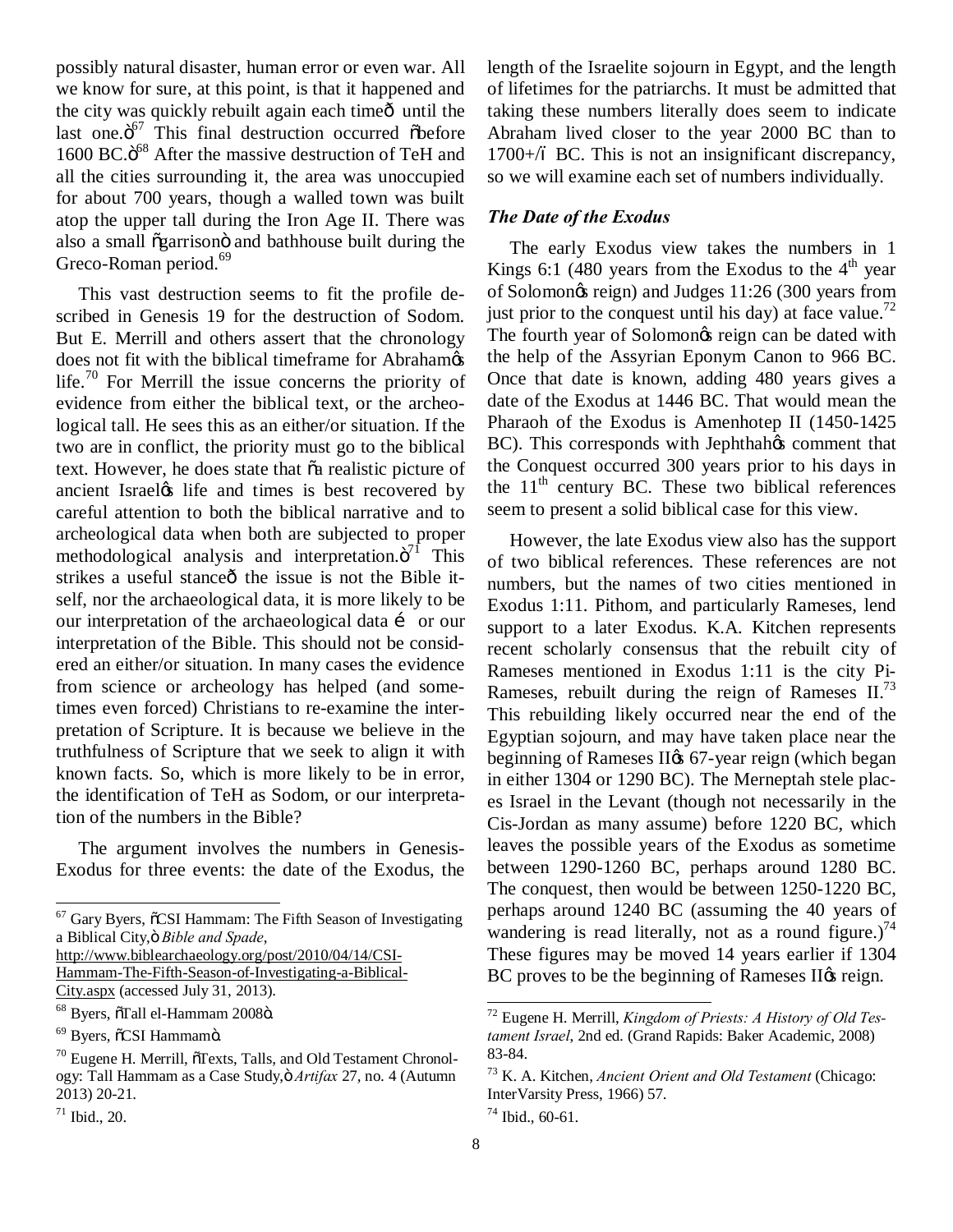possibly natural disaster, human error or even war. All we know for sure, at this point, is that it happened and the city was quickly rebuilt again each time— until the last one."[67] This final destruction occurred "before 1600 BC."[68] After the massive destruction of TeH and all the cities surrounding it, the area was unoccupied for about 700 years, though a walled town was built atop the upper tall during the Iron Age II. There was also a small "garrison" and bathhouse built during the Greco-Roman period.[69]

This vast destruction seems to fit the profile described in Genesis 19 for the destruction of Sodom. But E. Merrill and others assert that the chronology does not fit with the biblical timeframe for Abraham's life.[70] For Merrill the issue concerns the priority of evidence from either the biblical text, or the archeological tall. He sees this as an either/or situation. If the two are in conflict, the priority must go to the biblical text. However, he does state that "a realistic picture of ancient Israel's life and times is best recovered by careful attention to both the biblical narrative and to archeological data when both are subjected to proper methodological analysis and interpretation."[71] This strikes a useful stance— the issue is not the Bible itself, nor the archaeological data, it is more likely to be our interpretation of the archaeological data … or our interpretation of the Bible. This should not be considered an either/or situation. In many cases the evidence from science or archeology has helped (and sometimes even forced) Christians to re-examine the interpretation of Scripture. It is because we believe in the truthfulness of Scripture that we seek to align it with known facts. So, which is more likely to be in error, the identification of TeH as Sodom, or our interpretation of the numbers in the Bible?

The argument involves the numbers in Genesis-Exodus for three events: the date of the Exodus, the length of the Israelite sojourn in Egypt, and the length of lifetimes for the patriarchs. It must be admitted that taking these numbers literally does seem to indicate Abraham lived closer to the year 2000 BC than to 1700+/– BC. This is not an insignificant discrepancy, so we will examine each set of numbers individually.

### *The Date of the Exodus*

The early Exodus view takes the numbers in 1 Kings 6:1 (480 years from the Exodus to the 4th year of Solomon's reign) and Judges 11:26 (300 years from just prior to the conquest until his day) at face value.[72] The fourth year of Solomon's reign can be dated with the help of the Assyrian Eponym Canon to 966 BC. Once that date is known, adding 480 years gives a date of the Exodus at 1446 BC. That would mean the Pharaoh of the Exodus is Amenhotep II (1450-1425 BC). This corresponds with Jephthah's comment that the Conquest occurred 300 years prior to his days in the 11th century BC. These two biblical references seem to present a solid biblical case for this view.

However, the late Exodus view also has the support of two biblical references. These references are not numbers, but the names of two cities mentioned in Exodus 1:11. Pithom, and particularly Rameses, lend support to a later Exodus. K.A. Kitchen represents recent scholarly consensus that the rebuilt city of Rameses mentioned in Exodus 1:11 is the city Pi-Rameses, rebuilt during the reign of Rameses II.[73] This rebuilding likely occurred near the end of the Egyptian sojourn, and may have taken place near the beginning of Rameses II's 67-year reign (which began in either 1304 or 1290 BC). The Merneptah stele places Israel in the Levant (though not necessarily in the Cis-Jordan as many assume) before 1220 BC, which leaves the possible years of the Exodus as sometime between 1290-1260 BC, perhaps around 1280 BC. The conquest, then would be between 1250-1220 BC, perhaps around 1240 BC (assuming the 40 years of wandering is read literally, not as a round figure.)[74] These figures may be moved 14 years earlier if 1304 BC proves to be the beginning of Rameses II's reign.

---

[67] Gary Byers, "CSI Hammam: The Fifth Season of Investigating a Biblical City," *Bible and Spade*, http://www.biblearchaeology.org/post/2010/04/14/CSI-Hammam-The-Fifth-Season-of-Investigating-a-Biblical-City.aspx (accessed July 31, 2013).

[68] Byers, "Tall el-Hammam 2008".

[69] Byers, "CSI Hammam".

[70] Eugene H. Merrill, "Texts, Talls, and Old Testament Chronology: Tall Hammam as a Case Study," *Artifax* 27, no. 4 (Autumn 2013) 20-21.

[71] Ibid., 20.

[72] Eugene H. Merrill, *Kingdom of Priests: A History of Old Testament Israel*, 2nd ed. (Grand Rapids: Baker Academic, 2008) 83-84.

[73] K. A. Kitchen, *Ancient Orient and Old Testament* (Chicago: InterVarsity Press, 1966) 57.

[74] Ibid., 60-61.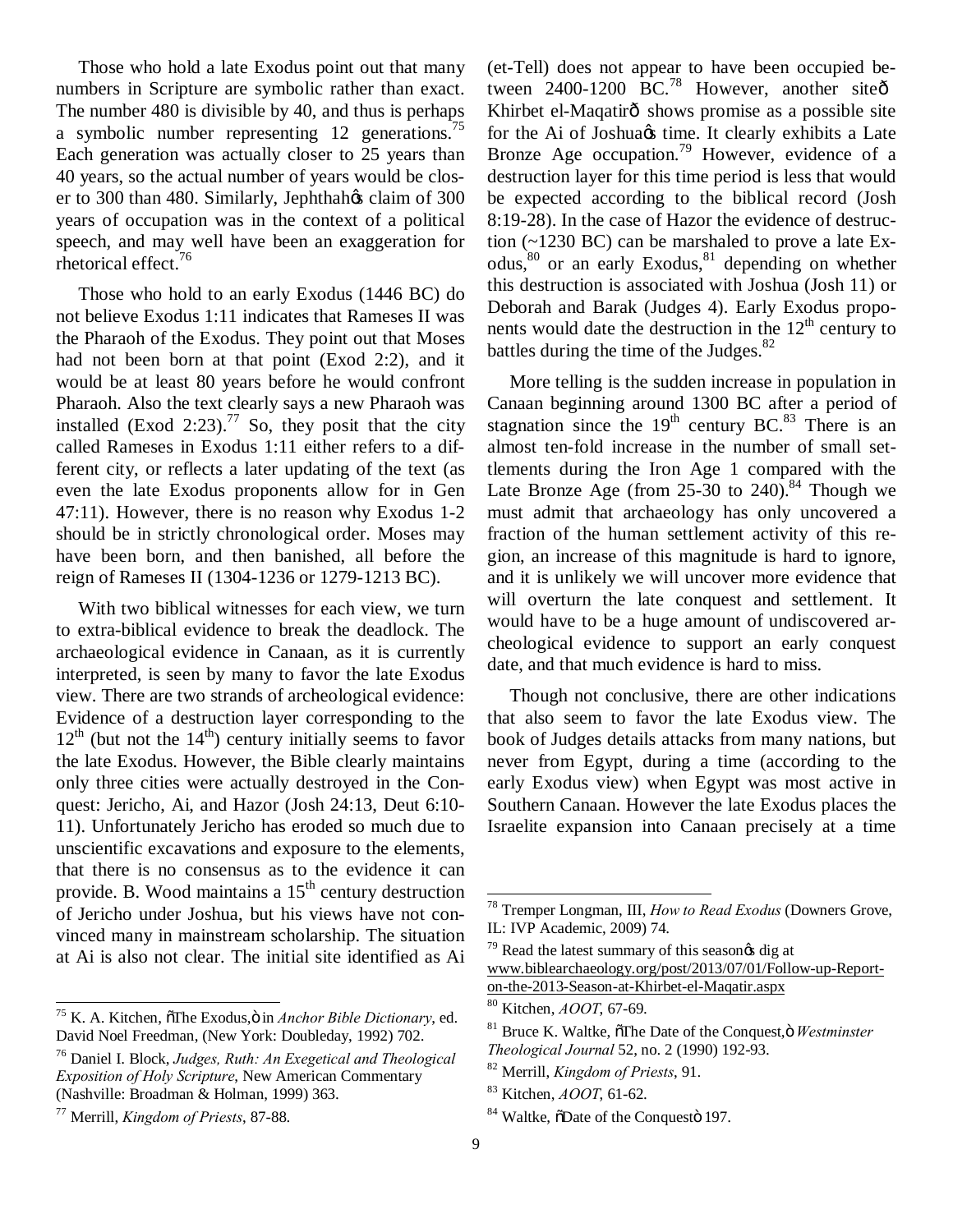Those who hold a late Exodus point out that many numbers in Scripture are symbolic rather than exact. The number 480 is divisible by 40, and thus is perhaps a symbolic number representing 12 generations.[75] Each generation was actually closer to 25 years than 40 years, so the actual number of years would be closer to 300 than 480. Similarly, Jephthahøs claim of 300 years of occupation was in the context of a political speech, and may well have been an exaggeration for rhetorical effect.[76]

Those who hold to an early Exodus (1446 BC) do not believe Exodus 1:11 indicates that Rameses II was the Pharaoh of the Exodus. They point out that Moses had not been born at that point (Exod 2:2), and it would be at least 80 years before he would confront Pharaoh. Also the text clearly says a new Pharaoh was installed (Exod 2:23).[77] So, they posit that the city called Rameses in Exodus 1:11 either refers to a different city, or reflects a later updating of the text (as even the late Exodus proponents allow for in Gen 47:11). However, there is no reason why Exodus 1-2 should be in strictly chronological order. Moses may have been born, and then banished, all before the reign of Rameses II (1304-1236 or 1279-1213 BC).

With two biblical witnesses for each view, we turn to extra-biblical evidence to break the deadlock. The archaeological evidence in Canaan, as it is currently interpreted, is seen by many to favor the late Exodus view. There are two strands of archeological evidence: Evidence of a destruction layer corresponding to the 12th (but not the 14th) century initially seems to favor the late Exodus. However, the Bible clearly maintains only three cities were actually destroyed in the Conquest: Jericho, Ai, and Hazor (Josh 24:13, Deut 6:10-11). Unfortunately Jericho has eroded so much due to unscientific excavations and exposure to the elements, that there is no consensus as to the evidence it can provide. B. Wood maintains a 15th century destruction of Jericho under Joshua, but his views have not convinced many in mainstream scholarship. The situation at Ai is also not clear. The initial site identified as Ai (et-Tell) does not appear to have been occupied between 2400-1200 BC.[78] However, another siteô Khirbet el-Maqatirô shows promise as a possible site for the Ai of Joshuaøs time. It clearly exhibits a Late Bronze Age occupation.[79] However, evidence of a destruction layer for this time period is less that would be expected according to the biblical record (Josh 8:19-28). In the case of Hazor the evidence of destruction (~1230 BC) can be marshaled to prove a late Exodus,[80] or an early Exodus,[81] depending on whether this destruction is associated with Joshua (Josh 11) or Deborah and Barak (Judges 4). Early Exodus proponents would date the destruction in the 12th century to battles during the time of the Judges.[82]

More telling is the sudden increase in population in Canaan beginning around 1300 BC after a period of stagnation since the 19th century BC.[83] There is an almost ten-fold increase in the number of small settlements during the Iron Age 1 compared with the Late Bronze Age (from 25-30 to 240).[84] Though we must admit that archaeology has only uncovered a fraction of the human settlement activity of this region, an increase of this magnitude is hard to ignore, and it is unlikely we will uncover more evidence that will overturn the late conquest and settlement. It would have to be a huge amount of undiscovered archeological evidence to support an early conquest date, and that much evidence is hard to miss.

Though not conclusive, there are other indications that also seem to favor the late Exodus view. The book of Judges details attacks from many nations, but never from Egypt, during a time (according to the early Exodus view) when Egypt was most active in Southern Canaan. However the late Exodus places the Israelite expansion into Canaan precisely at a time

---

[75] K. A. Kitchen, õThe Exodus,ö in *Anchor Bible Dictionary*, ed. David Noel Freedman, (New York: Doubleday, 1992) 702.

[76] Daniel I. Block, *Judges, Ruth: An Exegetical and Theological Exposition of Holy Scripture*, New American Commentary (Nashville: Broadman & Holman, 1999) 363.

[77] Merrill, *Kingdom of Priests*, 87-88.

[78] Tremper Longman, III, *How to Read Exodus* (Downers Grove, IL: IVP Academic, 2009) 74.

[79] Read the latest summary of this seasonøs dig at www.biblearchaeology.org/post/2013/07/01/Follow-up-Report-on-the-2013-Season-at-Khirbet-el-Maqatir.aspx

[80] Kitchen, *AOOT*, 67-69.

[81] Bruce K. Waltke, õThe Date of the Conquest,ö *Westminster Theological Journal* 52, no. 2 (1990) 192-93.

[82] Merrill, *Kingdom of Priests*, 91.

[83] Kitchen, *AOOT*, 61-62.

[84] Waltke, õDate of the Conquestö 197.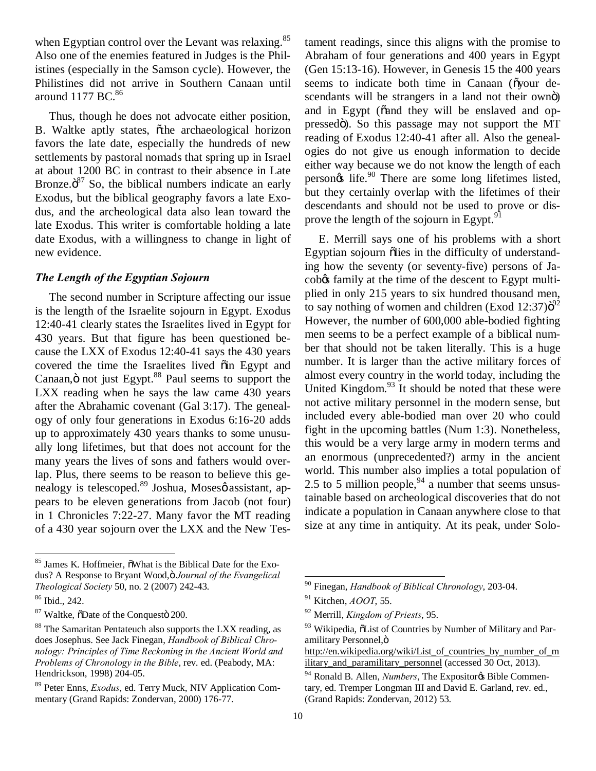when Egyptian control over the Levant was relaxing.[85] Also one of the enemies featured in Judges is the Philistines (especially in the Samson cycle). However, the Philistines did not arrive in Southern Canaan until around 1177 BC.[86]

Thus, though he does not advocate either position, B. Waltke aptly states, "the archaeological horizon favors the late date, especially the hundreds of new settlements by pastoral nomads that spring up in Israel at about 1200 BC in contrast to their absence in Late Bronze."[87] So, the biblical numbers indicate an early Exodus, but the biblical geography favors a late Exodus, and the archeological data also lean toward the late Exodus. This writer is comfortable holding a late date Exodus, with a willingness to change in light of new evidence.

### *The Length of the Egyptian Sojourn*

The second number in Scripture affecting our issue is the length of the Israelite sojourn in Egypt. Exodus 12:40-41 clearly states the Israelites lived in Egypt for 430 years. But that figure has been questioned because the LXX of Exodus 12:40-41 says the 430 years covered the time the Israelites lived "in Egypt and Canaan," not just Egypt.[88] Paul seems to support the LXX reading when he says the law came 430 years after the Abrahamic covenant (Gal 3:17). The genealogy of only four generations in Exodus 6:16-20 adds up to approximately 430 years thanks to some unusually long lifetimes, but that does not account for the many years the lives of sons and fathers would overlap. Plus, there seems to be reason to believe this genealogy is telescoped.[89] Joshua, Moses' assistant, appears to be eleven generations from Jacob (not four) in 1 Chronicles 7:22-27. Many favor the MT reading of a 430 year sojourn over the LXX and the New Testament readings, since this aligns with the promise to Abraham of four generations and 400 years in Egypt (Gen 15:13-16). However, in Genesis 15 the 400 years seems to indicate both time in Canaan ("your descendants will be strangers in a land not their own") and in Egypt ("and they will be enslaved and oppressed"). So this passage may not support the MT reading of Exodus 12:40-41 after all. Also the genealogies do not give us enough information to decide either way because we do not know the length of each person's life.[90] There are some long lifetimes listed, but they certainly overlap with the lifetimes of their descendants and should not be used to prove or disprove the length of the sojourn in Egypt.[91]

E. Merrill says one of his problems with a short Egyptian sojourn "lies in the difficulty of understanding how the seventy (or seventy-five) persons of Jacob's family at the time of the descent to Egypt multiplied in only 215 years to six hundred thousand men, to say nothing of women and children (Exod 12:37)."[92] However, the number of 600,000 able-bodied fighting men seems to be a perfect example of a biblical number that should not be taken literally. This is a huge number. It is larger than the active military forces of almost every country in the world today, including the United Kingdom.[93] It should be noted that these were not active military personnel in the modern sense, but included every able-bodied man over 20 who could fight in the upcoming battles (Num 1:3). Nonetheless, this would be a very large army in modern terms and an enormous (unprecedented?) army in the ancient world. This number also implies a total population of 2.5 to 5 million people,[94] a number that seems unsustainable based on archeological discoveries that do not indicate a population in Canaan anywhere close to that size at any time in antiquity. At its peak, under Solo-

---

[85] James K. Hoffmeier, "What is the Biblical Date for the Exodus? A Response to Bryant Wood," *Journal of the Evangelical Theological Society* 50, no. 2 (2007) 242-43.

[86] Ibid., 242.

[87] Waltke, "Date of the Conquest" 200.

[88] The Samaritan Pentateuch also supports the LXX reading, as does Josephus. See Jack Finegan, *Handbook of Biblical Chronology: Principles of Time Reckoning in the Ancient World and Problems of Chronology in the Bible*, rev. ed. (Peabody, MA: Hendrickson, 1998) 204-05.

[89] Peter Enns, *Exodus*, ed. Terry Muck, NIV Application Commentary (Grand Rapids: Zondervan, 2000) 176-77.

[90] Finegan, *Handbook of Biblical Chronology*, 203-04.

[91] Kitchen, *AOOT*, 55.

[92] Merrill, *Kingdom of Priests*, 95.

[93] Wikipedia, "List of Countries by Number of Military and Paramilitary Personnel," http://en.wikipedia.org/wiki/List_of_countries_by_number_of_military_and_paramilitary_personnel (accessed 30 Oct, 2013).

[94] Ronald B. Allen, *Numbers*, The Expositor's Bible Commentary, ed. Tremper Longman III and David E. Garland, rev. ed., (Grand Rapids: Zondervan, 2012) 53.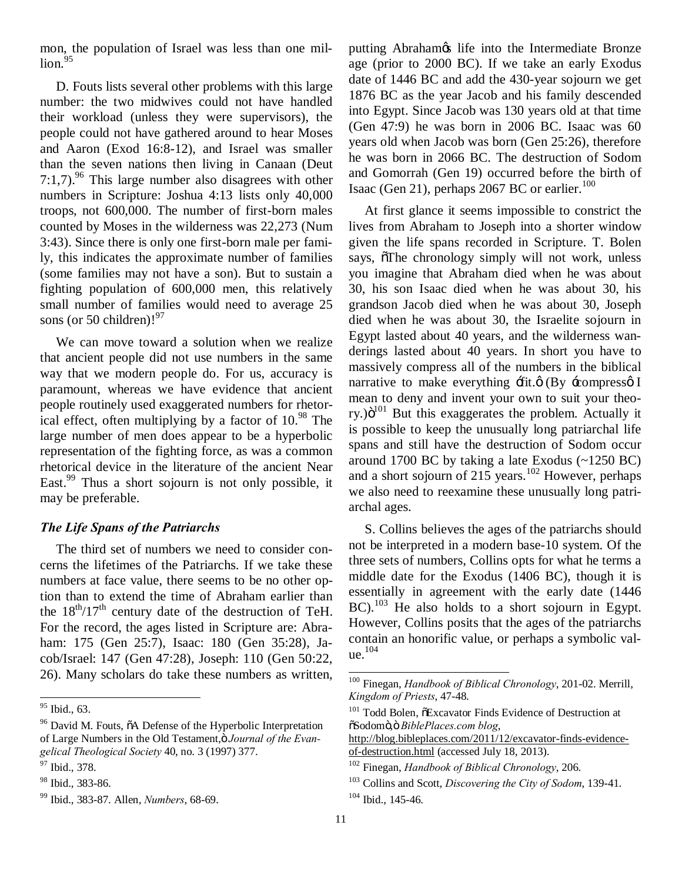mon, the population of Israel was less than one million.[95]

D. Fouts lists several other problems with this large number: the two midwives could not have handled their workload (unless they were supervisors), the people could not have gathered around to hear Moses and Aaron (Exod 16:8-12), and Israel was smaller than the seven nations then living in Canaan (Deut 7:1,7).[96] This large number also disagrees with other numbers in Scripture: Joshua 4:13 lists only 40,000 troops, not 600,000. The number of first-born males counted by Moses in the wilderness was 22,273 (Num 3:43). Since there is only one first-born male per family, this indicates the approximate number of families (some families may not have a son). But to sustain a fighting population of 600,000 men, this relatively small number of families would need to average 25 sons (or 50 children)![97]

We can move toward a solution when we realize that ancient people did not use numbers in the same way that we modern people do. For us, accuracy is paramount, whereas we have evidence that ancient people routinely used exaggerated numbers for rhetorical effect, often multiplying by a factor of 10.[98] The large number of men does appear to be a hyperbolic representation of the fighting force, as was a common rhetorical device in the literature of the ancient Near East.[99] Thus a short sojourn is not only possible, it may be preferable.

### *The Life Spans of the Patriarchs*

The third set of numbers we need to consider concerns the lifetimes of the Patriarchs. If we take these numbers at face value, there seems to be no other option than to extend the time of Abraham earlier than the 18th/17th century date of the destruction of TeH. For the record, the ages listed in Scripture are: Abraham: 175 (Gen 25:7), Isaac: 180 (Gen 35:28), Jacob/Israel: 147 (Gen 47:28), Joseph: 110 (Gen 50:22, 26). Many scholars do take these numbers as written, putting Abraham's life into the Intermediate Bronze age (prior to 2000 BC). If we take an early Exodus date of 1446 BC and add the 430-year sojourn we get 1876 BC as the year Jacob and his family descended into Egypt. Since Jacob was 130 years old at that time (Gen 47:9) he was born in 2006 BC. Isaac was 60 years old when Jacob was born (Gen 25:26), therefore he was born in 2066 BC. The destruction of Sodom and Gomorrah (Gen 19) occurred before the birth of Isaac (Gen 21), perhaps 2067 BC or earlier.[100]

At first glance it seems impossible to constrict the lives from Abraham to Joseph into a shorter window given the life spans recorded in Scripture. T. Bolen says, "The chronology simply will not work, unless you imagine that Abraham died when he was about 30, his son Isaac died when he was about 30, his grandson Jacob died when he was about 30, Joseph died when he was about 30, the Israelite sojourn in Egypt lasted about 40 years, and the wilderness wanderings lasted about 40 years. In short you have to massively compress all of the numbers in the biblical narrative to make everything 'fit.' (By 'compress' I mean to deny and invent your own to suit your theory.)"[101] But this exaggerates the problem. Actually it is possible to keep the unusually long patriarchal life spans and still have the destruction of Sodom occur around 1700 BC by taking a late Exodus (~1250 BC) and a short sojourn of 215 years.[102] However, perhaps we also need to reexamine these unusually long patriarchal ages.

S. Collins believes the ages of the patriarchs should not be interpreted in a modern base-10 system. Of the three sets of numbers, Collins opts for what he terms a middle date for the Exodus (1406 BC), though it is essentially in agreement with the early date (1446 BC).[103] He also holds to a short sojourn in Egypt. However, Collins posits that the ages of the patriarchs contain an honorific value, or perhaps a symbolic value.[104]

---

[95] Ibid., 63.

[96] David M. Fouts, "A Defense of the Hyperbolic Interpretation of Large Numbers in the Old Testament," *Journal of the Evangelical Theological Society* 40, no. 3 (1997) 377.

[97] Ibid., 378.

[98] Ibid., 383-86.

[99] Ibid., 383-87. Allen, *Numbers*, 68-69.

[100] Finegan, *Handbook of Biblical Chronology*, 201-02. Merrill, *Kingdom of Priests*, 47-48.

[101] Todd Bolen, "Excavator Finds Evidence of Destruction at "Sodom"," *BiblePlaces.com blog*, http://blog.bibleplaces.com/2011/12/excavator-finds-evidence-of-destruction.html (accessed July 18, 2013).

[102] Finegan, *Handbook of Biblical Chronology*, 206.

[103] Collins and Scott, *Discovering the City of Sodom*, 139-41.

[104] Ibid., 145-46.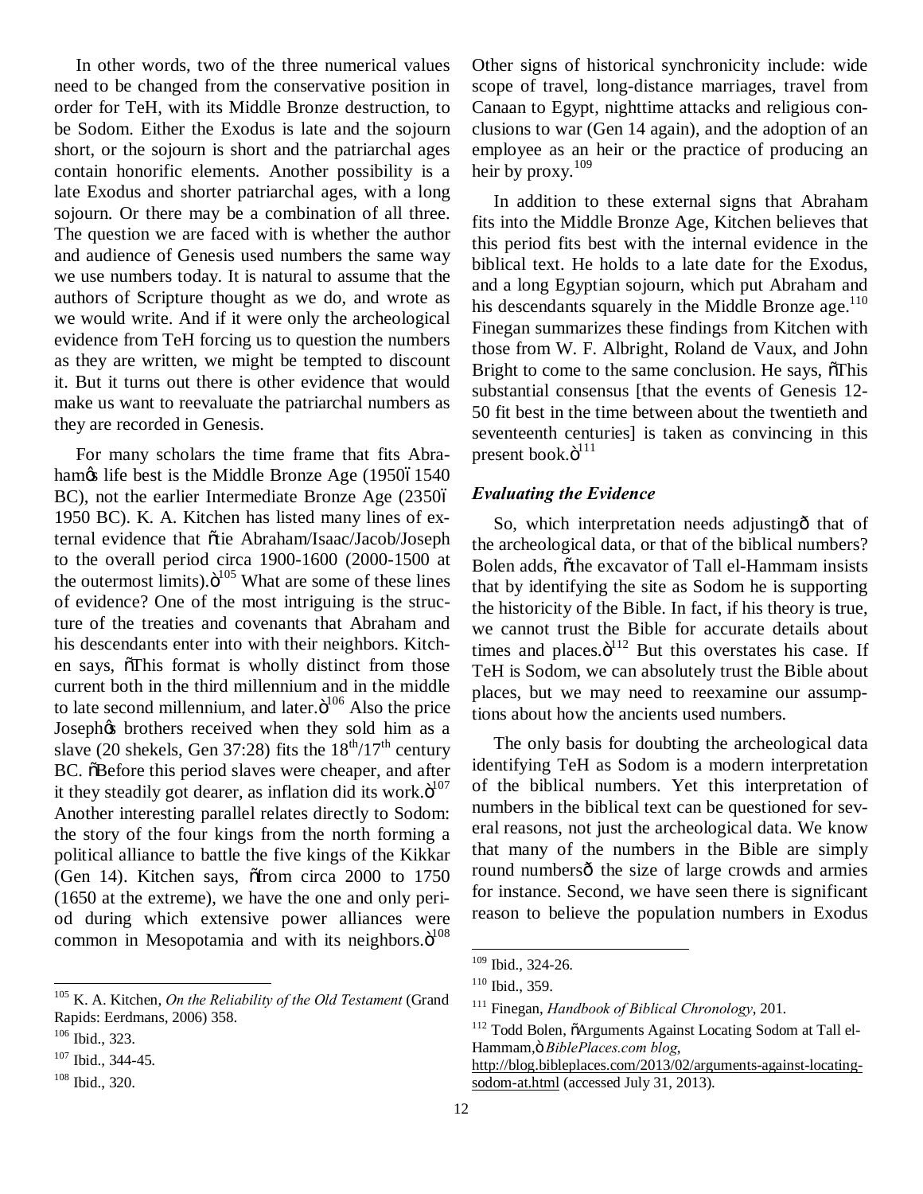In other words, two of the three numerical values need to be changed from the conservative position in order for TeH, with its Middle Bronze destruction, to be Sodom. Either the Exodus is late and the sojourn short, or the sojourn is short and the patriarchal ages contain honorific elements. Another possibility is a late Exodus and shorter patriarchal ages, with a long sojourn. Or there may be a combination of all three. The question we are faced with is whether the author and audience of Genesis used numbers the same way we use numbers today. It is natural to assume that the authors of Scripture thought as we do, and wrote as we would write. And if it were only the archeological evidence from TeH forcing us to question the numbers as they are written, we might be tempted to discount it. But it turns out there is other evidence that would make us want to reevaluate the patriarchal numbers as they are recorded in Genesis.

For many scholars the time frame that fits Abraham's life best is the Middle Bronze Age (1950–1540 BC), not the earlier Intermediate Bronze Age (2350–1950 BC). K. A. Kitchen has listed many lines of external evidence that "tie Abraham/Isaac/Jacob/Joseph to the overall period circa 1900-1600 (2000-1500 at the outermost limits)."[105] What are some of these lines of evidence? One of the most intriguing is the structure of the treaties and covenants that Abraham and his descendants enter into with their neighbors. Kitchen says, "This format is wholly distinct from those current both in the third millennium and in the middle to late second millennium, and later."[106] Also the price Joseph's brothers received when they sold him as a slave (20 shekels, Gen 37:28) fits the 18th/17th century BC. "Before this period slaves were cheaper, and after it they steadily got dearer, as inflation did its work."[107] Another interesting parallel relates directly to Sodom: the story of the four kings from the north forming a political alliance to battle the five kings of the Kikkar (Gen 14). Kitchen says, "from circa 2000 to 1750 (1650 at the extreme), we have the one and only period during which extensive power alliances were common in Mesopotamia and with its neighbors."[108] Other signs of historical synchronicity include: wide scope of travel, long-distance marriages, travel from Canaan to Egypt, nighttime attacks and religious conclusions to war (Gen 14 again), and the adoption of an employee as an heir or the practice of producing an heir by proxy.[109]

In addition to these external signs that Abraham fits into the Middle Bronze Age, Kitchen believes that this period fits best with the internal evidence in the biblical text. He holds to a late date for the Exodus, and a long Egyptian sojourn, which put Abraham and his descendants squarely in the Middle Bronze age.[110] Finegan summarizes these findings from Kitchen with those from W. F. Albright, Roland de Vaux, and John Bright to come to the same conclusion. He says, "This substantial consensus [that the events of Genesis 12-50 fit best in the time between about the twentieth and seventeenth centuries] is taken as convincing in this present book."[111]

### *Evaluating the Evidence*

So, which interpretation needs adjusting—that of the archeological data, or that of the biblical numbers? Bolen adds, "the excavator of Tall el-Hammam insists that by identifying the site as Sodom he is supporting the historicity of the Bible. In fact, if his theory is true, we cannot trust the Bible for accurate details about times and places."[112] But this overstates his case. If TeH is Sodom, we can absolutely trust the Bible about places, but we may need to reexamine our assumptions about how the ancients used numbers.

The only basis for doubting the archeological data identifying TeH as Sodom is a modern interpretation of the biblical numbers. Yet this interpretation of numbers in the biblical text can be questioned for several reasons, not just the archeological data. We know that many of the numbers in the Bible are simply round numbers—the size of large crowds and armies for instance. Second, we have seen there is significant reason to believe the population numbers in Exodus

---

[105] K. A. Kitchen, *On the Reliability of the Old Testament* (Grand Rapids: Eerdmans, 2006) 358.

[106] Ibid., 323.

[107] Ibid., 344-45.

[108] Ibid., 320.

[109] Ibid., 324-26.

[110] Ibid., 359.

[111] Finegan, *Handbook of Biblical Chronology*, 201.

[112] Todd Bolen, "Arguments Against Locating Sodom at Tall el-Hammam," *BiblePlaces.com blog*, http://blog.bibleplaces.com/2013/02/arguments-against-locating-sodom-at.html (accessed July 31, 2013).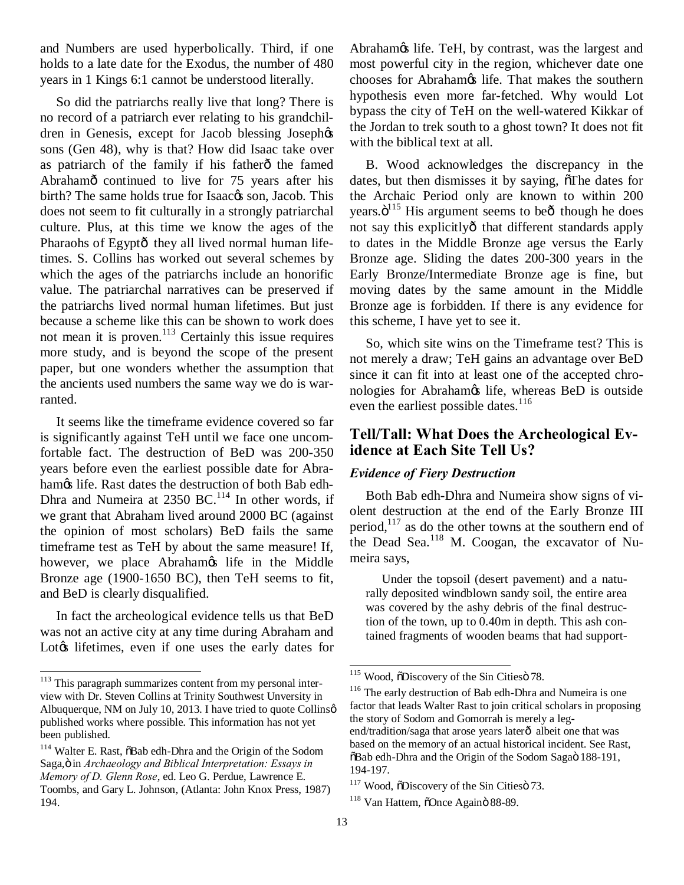and Numbers are used hyperbolically. Third, if one holds to a late date for the Exodus, the number of 480 years in 1 Kings 6:1 cannot be understood literally.

So did the patriarchs really live that long? There is no record of a patriarch ever relating to his grandchildren in Genesis, except for Jacob blessing Joseph's sons (Gen 48), why is that? How did Isaac take over as patriarch of the family if his father— the famed Abraham— continued to live for 75 years after his birth? The same holds true for Isaac's son, Jacob. This does not seem to fit culturally in a strongly patriarchal culture. Plus, at this time we know the ages of the Pharaohs of Egypt— they all lived normal human lifetimes. S. Collins has worked out several schemes by which the ages of the patriarchs include an honorific value. The patriarchal narratives can be preserved if the patriarchs lived normal human lifetimes. But just because a scheme like this can be shown to work does not mean it is proven.[113] Certainly this issue requires more study, and is beyond the scope of the present paper, but one wonders whether the assumption that the ancients used numbers the same way we do is warranted.

It seems like the timeframe evidence covered so far is significantly against TeH until we face one uncomfortable fact. The destruction of BeD was 200-350 years before even the earliest possible date for Abraham's life. Rast dates the destruction of both Bab edh-Dhra and Numeira at 2350 BC.[114] In other words, if we grant that Abraham lived around 2000 BC (against the opinion of most scholars) BeD fails the same timeframe test as TeH by about the same measure! If, however, we place Abraham's life in the Middle Bronze age (1900-1650 BC), then TeH seems to fit, and BeD is clearly disqualified.

In fact the archeological evidence tells us that BeD was not an active city at any time during Abraham and Lot's lifetimes, even if one uses the early dates for Abraham's life. TeH, by contrast, was the largest and most powerful city in the region, whichever date one chooses for Abraham's life. That makes the southern hypothesis even more far-fetched. Why would Lot bypass the city of TeH on the well-watered Kikkar of the Jordan to trek south to a ghost town? It does not fit with the biblical text at all.

B. Wood acknowledges the discrepancy in the dates, but then dismisses it by saying, "The dates for the Archaic Period only are known to within 200 years."[115] His argument seems to be— though he does not say this explicitly— that different standards apply to dates in the Middle Bronze age versus the Early Bronze age. Sliding the dates 200-300 years in the Early Bronze/Intermediate Bronze age is fine, but moving dates by the same amount in the Middle Bronze age is forbidden. If there is any evidence for this scheme, I have yet to see it.

So, which site wins on the Timeframe test? This is not merely a draw; TeH gains an advantage over BeD since it can fit into at least one of the accepted chronologies for Abraham's life, whereas BeD is outside even the earliest possible dates.[116]

## Tell/Tall: What Does the Archeological Evidence at Each Site Tell Us?

### *Evidence of Fiery Destruction*

Both Bab edh-Dhra and Numeira show signs of violent destruction at the end of the Early Bronze III period,[117] as do the other towns at the southern end of the Dead Sea.[118] M. Coogan, the excavator of Numeira says,

> Under the topsoil (desert pavement) and a naturally deposited windblown sandy soil, the entire area was covered by the ashy debris of the final destruction of the town, up to 0.40m in depth. This ash contained fragments of wooden beams that had support-

---

[113] This paragraph summarizes content from my personal interview with Dr. Steven Collins at Trinity Southwest Unversity in Albuquerque, NM on July 10, 2013. I have tried to quote Collins' published works where possible. This information has not yet been published.

[114] Walter E. Rast, "Bab edh-Dhra and the Origin of the Sodom Saga," in *Archaeology and Biblical Interpretation: Essays in Memory of D. Glenn Rose*, ed. Leo G. Perdue, Lawrence E. Toombs, and Gary L. Johnson, (Atlanta: John Knox Press, 1987) 194.

[115] Wood, "Discovery of the Sin Cities" 78.

[116] The early destruction of Bab edh-Dhra and Numeira is one factor that leads Walter Rast to join critical scholars in proposing the story of Sodom and Gomorrah is merely a legend/tradition/saga that arose years later— albeit one that was based on the memory of an actual historical incident. See Rast, "Bab edh-Dhra and the Origin of the Sodom Saga" 188-191, 194-197.

[117] Wood, "Discovery of the Sin Cities" 73.

[118] Van Hattem, "Once Again" 88-89.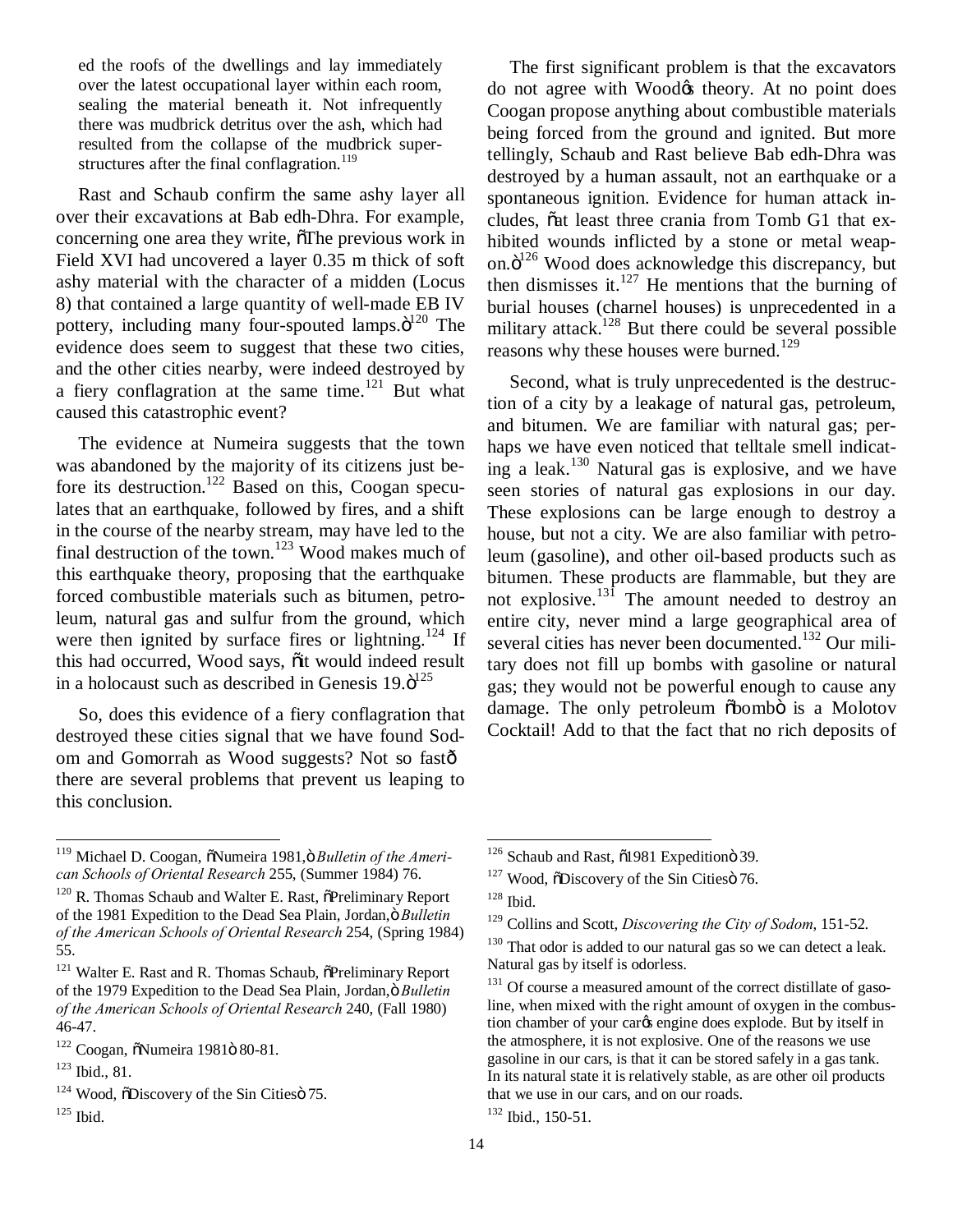ed the roofs of the dwellings and lay immediately over the latest occupational layer within each room, sealing the material beneath it. Not infrequently there was mudbrick detritus over the ash, which had resulted from the collapse of the mudbrick superstructures after the final conflagration.[119]

Rast and Schaub confirm the same ashy layer all over their excavations at Bab edh-Dhra. For example, concerning one area they write, "The previous work in Field XVI had uncovered a layer 0.35 m thick of soft ashy material with the character of a midden (Locus 8) that contained a large quantity of well-made EB IV pottery, including many four-spouted lamps."[120] The evidence does seem to suggest that these two cities, and the other cities nearby, were indeed destroyed by a fiery conflagration at the same time.[121] But what caused this catastrophic event?

The evidence at Numeira suggests that the town was abandoned by the majority of its citizens just before its destruction.[122] Based on this, Coogan speculates that an earthquake, followed by fires, and a shift in the course of the nearby stream, may have led to the final destruction of the town.[123] Wood makes much of this earthquake theory, proposing that the earthquake forced combustible materials such as bitumen, petroleum, natural gas and sulfur from the ground, which were then ignited by surface fires or lightning.[124] If this had occurred, Wood says, "it would indeed result in a holocaust such as described in Genesis 19."[125]

So, does this evidence of a fiery conflagration that destroyed these cities signal that we have found Sodom and Gomorrah as Wood suggests? Not so fast— there are several problems that prevent us leaping to this conclusion.

The first significant problem is that the excavators do not agree with Wood's theory. At no point does Coogan propose anything about combustible materials being forced from the ground and ignited. But more tellingly, Schaub and Rast believe Bab edh-Dhra was destroyed by a human assault, not an earthquake or a spontaneous ignition. Evidence for human attack includes, "at least three crania from Tomb G1 that exhibited wounds inflicted by a stone or metal weapon."[126] Wood does acknowledge this discrepancy, but then dismisses it.[127] He mentions that the burning of burial houses (charnel houses) is unprecedented in a military attack.[128] But there could be several possible reasons why these houses were burned.[129]

Second, what is truly unprecedented is the destruction of a city by a leakage of natural gas, petroleum, and bitumen. We are familiar with natural gas; perhaps we have even noticed that telltale smell indicating a leak.[130] Natural gas is explosive, and we have seen stories of natural gas explosions in our day. These explosions can be large enough to destroy a house, but not a city. We are also familiar with petroleum (gasoline), and other oil-based products such as bitumen. These products are flammable, but they are not explosive.[131] The amount needed to destroy an entire city, never mind a large geographical area of several cities has never been documented.[132] Our military does not fill up bombs with gasoline or natural gas; they would not be powerful enough to cause any damage. The only petroleum "bomb" is a Molotov Cocktail! Add to that the fact that no rich deposits of

---

[119] Michael D. Coogan, "Numeira 1981," *Bulletin of the American Schools of Oriental Research* 255, (Summer 1984) 76.

[120] R. Thomas Schaub and Walter E. Rast, "Preliminary Report of the 1981 Expedition to the Dead Sea Plain, Jordan," *Bulletin of the American Schools of Oriental Research* 254, (Spring 1984) 55.

[121] Walter E. Rast and R. Thomas Schaub, "Preliminary Report of the 1979 Expedition to the Dead Sea Plain, Jordan," *Bulletin of the American Schools of Oriental Research* 240, (Fall 1980) 46-47.

[122] Coogan, "Numeira 1981" 80-81.

[123] Ibid., 81.

[124] Wood, "Discovery of the Sin Cities" 75.

[125] Ibid.

[126] Schaub and Rast, "1981 Expedition" 39.

[127] Wood, "Discovery of the Sin Cities" 76.

[128] Ibid.

[129] Collins and Scott, *Discovering the City of Sodom*, 151-52.

[130] That odor is added to our natural gas so we can detect a leak. Natural gas by itself is odorless.

[131] Of course a measured amount of the correct distillate of gasoline, when mixed with the right amount of oxygen in the combustion chamber of your car's engine does explode. But by itself in the atmosphere, it is not explosive. One of the reasons we use gasoline in our cars, is that it can be stored safely in a gas tank. In its natural state it is relatively stable, as are other oil products that we use in our cars, and on our roads.

[132] Ibid., 150-51.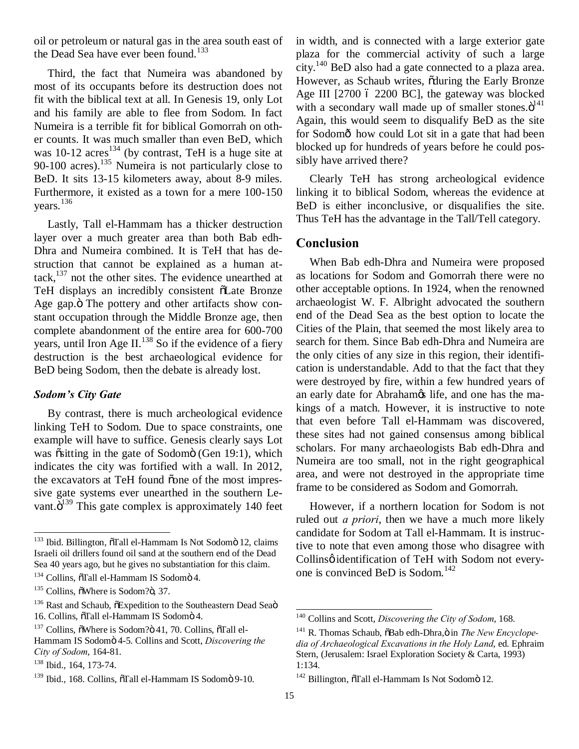oil or petroleum or natural gas in the area south east of the Dead Sea have ever been found.[133]

Third, the fact that Numeira was abandoned by most of its occupants before its destruction does not fit with the biblical text at all. In Genesis 19, only Lot and his family are able to flee from Sodom. In fact Numeira is a terrible fit for biblical Gomorrah on other counts. It was much smaller than even BeD, which was 10-12 acres[134] (by contrast, TeH is a huge site at 90-100 acres).[135] Numeira is not particularly close to BeD. It sits 13-15 kilometers away, about 8-9 miles. Furthermore, it existed as a town for a mere 100-150 years.[136]

Lastly, Tall el-Hammam has a thicker destruction layer over a much greater area than both Bab edh-Dhra and Numeira combined. It is TeH that has destruction that cannot be explained as a human attack,[137] not the other sites. The evidence unearthed at TeH displays an incredibly consistent "Late Bronze Age gap." The pottery and other artifacts show constant occupation through the Middle Bronze age, then complete abandonment of the entire area for 600-700 years, until Iron Age II.[138] So if the evidence of a fiery destruction is the best archaeological evidence for BeD being Sodom, then the debate is already lost.

### *Sodom's City Gate*

By contrast, there is much archeological evidence linking TeH to Sodom. Due to space constraints, one example will have to suffice. Genesis clearly says Lot was "sitting in the gate of Sodom" (Gen 19:1), which indicates the city was fortified with a wall. In 2012, the excavators at TeH found "one of the most impressive gate systems ever unearthed in the southern Levant."[139] This gate complex is approximately 140 feet in width, and is connected with a large exterior gate plaza for the commercial activity of such a large city.[140] BeD also had a gate connected to a plaza area. However, as Schaub writes, "during the Early Bronze Age III [2700 – 2200 BC], the gateway was blocked with a secondary wall made up of smaller stones."[141] Again, this would seem to disqualify BeD as the site for Sodom— how could Lot sit in a gate that had been blocked up for hundreds of years before he could possibly have arrived there?

Clearly TeH has strong archeological evidence linking it to biblical Sodom, whereas the evidence at BeD is either inconclusive, or disqualifies the site. Thus TeH has the advantage in the Tall/Tell category.

## Conclusion

When Bab edh-Dhra and Numeira were proposed as locations for Sodom and Gomorrah there were no other acceptable options. In 1924, when the renowned archaeologist W. F. Albright advocated the southern end of the Dead Sea as the best option to locate the Cities of the Plain, that seemed the most likely area to search for them. Since Bab edh-Dhra and Numeira are the only cities of any size in this region, their identification is understandable. Add to that the fact that they were destroyed by fire, within a few hundred years of an early date for Abraham's life, and one has the makings of a match. However, it is instructive to note that even before Tall el-Hammam was discovered, these sites had not gained consensus among biblical scholars. For many archaeologists Bab edh-Dhra and Numeira are too small, not in the right geographical area, and were not destroyed in the appropriate time frame to be considered as Sodom and Gomorrah.

However, if a northern location for Sodom is not ruled out *a priori*, then we have a much more likely candidate for Sodom at Tall el-Hammam. It is instructive to note that even among those who disagree with Collins' identification of TeH with Sodom not everyone is convinced BeD is Sodom.[142]

---

[133] Ibid. Billington, "Tall el-Hammam Is Not Sodom" 12, claims Israeli oil drillers found oil sand at the southern end of the Dead Sea 40 years ago, but he gives no substantiation for this claim.

[134] Collins, "Tall el-Hammam IS Sodom" 4.

[135] Collins, "Where is Sodom?", 37.

[136] Rast and Schaub, "Expedition to the Southeastern Dead Sea" 16. Collins, "Tall el-Hammam IS Sodom" 4.

[137] Collins, "Where is Sodom?" 41, 70. Collins, "Tall el-Hammam IS Sodom" 4-5. Collins and Scott, *Discovering the City of Sodom*, 164-81.

[138] Ibid., 164, 173-74.

[139] Ibid., 168. Collins, "Tall el-Hammam IS Sodom" 9-10.

[140] Collins and Scott, *Discovering the City of Sodom*, 168.

[141] R. Thomas Schaub, "Bab edh-Dhra," in *The New Encyclopedia of Archaeological Excavations in the Holy Land*, ed. Ephraim Stern, (Jerusalem: Israel Exploration Society & Carta, 1993) 1:134.

[142] Billington, "Tall el-Hammam Is Not Sodom" 12.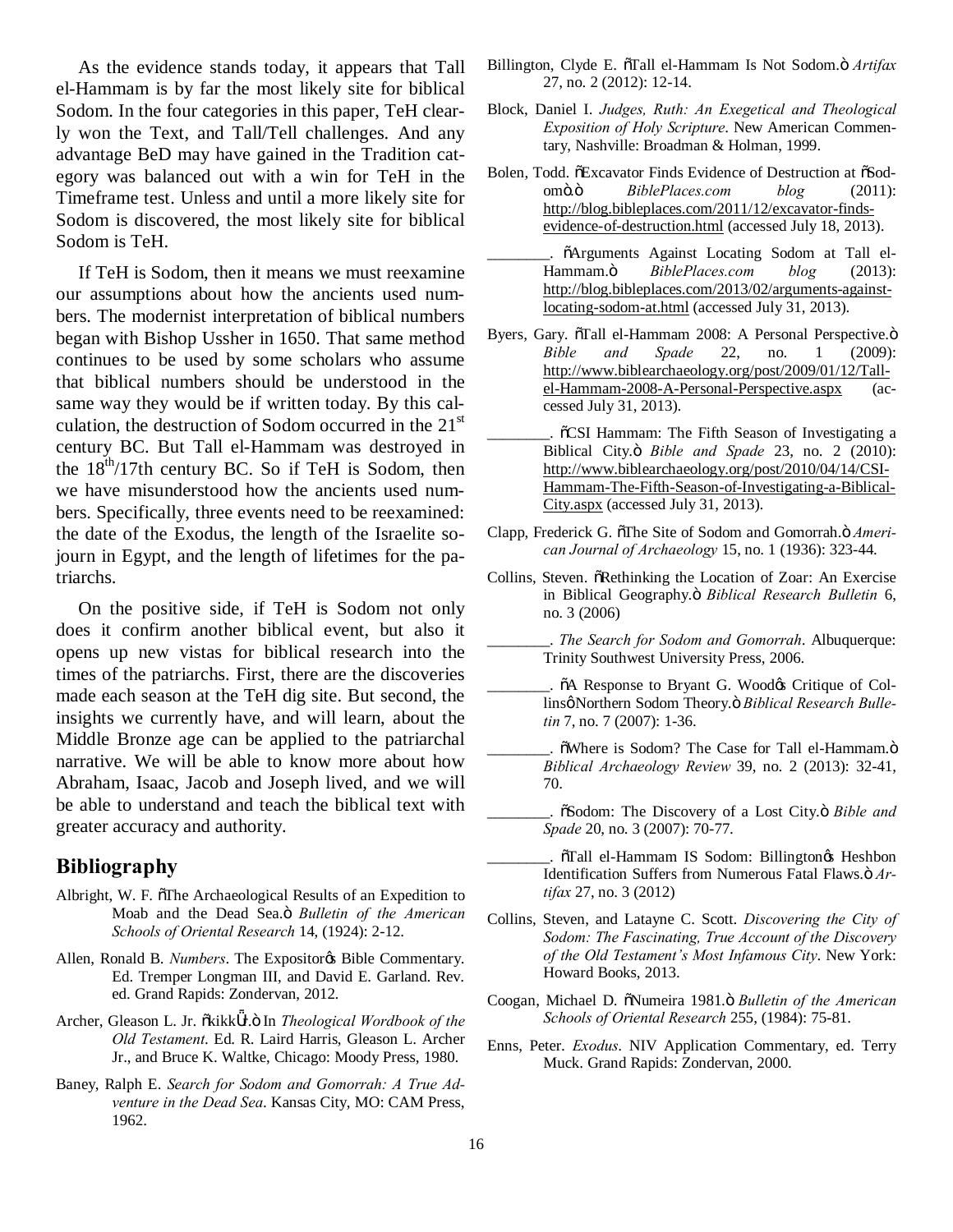As the evidence stands today, it appears that Tall el-Hammam is by far the most likely site for biblical Sodom. In the four categories in this paper, TeH clearly won the Text, and Tall/Tell challenges. And any advantage BeD may have gained in the Tradition category was balanced out with a win for TeH in the Timeframe test. Unless and until a more likely site for Sodom is discovered, the most likely site for biblical Sodom is TeH.

If TeH is Sodom, then it means we must reexamine our assumptions about how the ancients used numbers. The modernist interpretation of biblical numbers began with Bishop Ussher in 1650. That same method continues to be used by some scholars who assume that biblical numbers should be understood in the same way they would be if written today. By this calculation, the destruction of Sodom occurred in the $21^{st}$ century BC. But Tall el-Hammam was destroyed in the $18^{th}$/17th century BC. So if TeH is Sodom, then we have misunderstood how the ancients used numbers. Specifically, three events need to be reexamined: the date of the Exodus, the length of the Israelite sojourn in Egypt, and the length of lifetimes for the patriarchs.

On the positive side, if TeH is Sodom not only does it confirm another biblical event, but also it opens up new vistas for biblical research into the times of the patriarchs. First, there are the discoveries made each season at the TeH dig site. But second, the insights we currently have, and will learn, about the Middle Bronze age can be applied to the patriarchal narrative. We will be able to know more about how Abraham, Isaac, Jacob and Joseph lived, and we will be able to understand and teach the biblical text with greater accuracy and authority.

## Bibliography

Albright, W. F. õThe Archaeological Results of an Expedition to Moab and the Dead Sea.ö *Bulletin of the American Schools of Oriental Research* 14, (1924): 2-12.

Allen, Ronald B. *Numbers*. The Expositorøs Bible Commentary. Ed. Tremper Longman III, and David E. Garland. Rev. ed. Grand Rapids: Zondervan, 2012.

Archer, Gleason L. Jr. õkikkÛr.ö In *Theological Wordbook of the Old Testament*. Ed. R. Laird Harris, Gleason L. Archer Jr., and Bruce K. Waltke, Chicago: Moody Press, 1980.

Baney, Ralph E. *Search for Sodom and Gomorrah: A True Adventure in the Dead Sea*. Kansas City, MO: CAM Press, 1962.

Billington, Clyde E. õTall el-Hammam Is Not Sodom.ö *Artifax* 27, no. 2 (2012): 12-14.

Block, Daniel I. *Judges, Ruth: An Exegetical and Theological Exposition of Holy Scripture*. New American Commentary, Nashville: Broadman & Holman, 1999.

Bolen, Todd. õExcavator Finds Evidence of Destruction at õSodomö.ö *BiblePlaces.com blog* (2011): http://blog.bibleplaces.com/2011/12/excavator-finds-evidence-of-destruction.html (accessed July 18, 2013).

________. õArguments Against Locating Sodom at Tall el-Hammam.ö *BiblePlaces.com blog* (2013): http://blog.bibleplaces.com/2013/02/arguments-against-locating-sodom-at.html (accessed July 31, 2013).

Byers, Gary. õTall el-Hammam 2008: A Personal Perspective.ö *Bible and Spade* 22, no. 1 (2009): http://www.biblearchaeology.org/post/2009/01/12/Tall-el-Hammam-2008-A-Personal-Perspective.aspx (accessed July 31, 2013).

________. õCSI Hammam: The Fifth Season of Investigating a Biblical City.ö *Bible and Spade* 23, no. 2 (2010): http://www.biblearchaeology.org/post/2010/04/14/CSI-Hammam-The-Fifth-Season-of-Investigating-a-Biblical-City.aspx (accessed July 31, 2013).

Clapp, Frederick G. õThe Site of Sodom and Gomorrah.ö *American Journal of Archaeology* 15, no. 1 (1936): 323-44.

Collins, Steven. õRethinking the Location of Zoar: An Exercise in Biblical Geography.ö *Biblical Research Bulletin* 6, no. 3 (2006)

________. *The Search for Sodom and Gomorrah*. Albuquerque: Trinity Southwest University Press, 2006.

________. õA Response to Bryant G. Woodøs Critique of Collinsø Northern Sodom Theory.ö *Biblical Research Bulletin* 7, no. 7 (2007): 1-36.

________. õWhere is Sodom? The Case for Tall el-Hammam.ö *Biblical Archaeology Review* 39, no. 2 (2013): 32-41, 70.

________. õSodom: The Discovery of a Lost City.ö *Bible and Spade* 20, no. 3 (2007): 70-77.

________. õTall el-Hammam IS Sodom: Billingtonøs Heshbon Identification Suffers from Numerous Fatal Flaws.ö *Artifax* 27, no. 3 (2012)

Collins, Steven, and Latayne C. Scott. *Discovering the City of Sodom: The Fascinating, True Account of the Discovery of the Old Testament's Most Infamous City*. New York: Howard Books, 2013.

Coogan, Michael D. õNumeira 1981.ö *Bulletin of the American Schools of Oriental Research* 255, (1984): 75-81.

Enns, Peter. *Exodus*. NIV Application Commentary, ed. Terry Muck. Grand Rapids: Zondervan, 2000.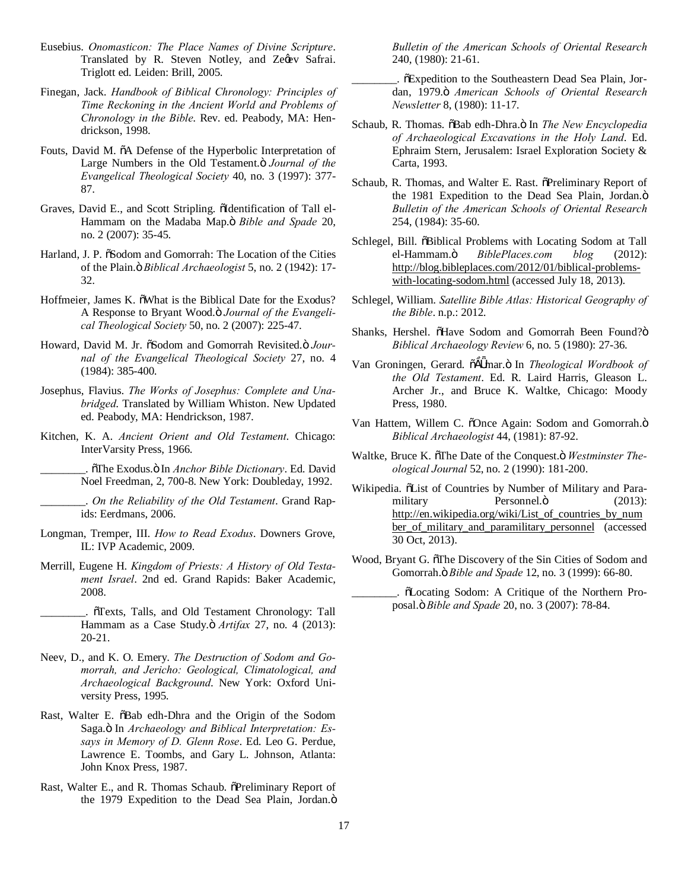Eusebius. *Onomasticon: The Place Names of Divine Scripture*. Translated by R. Steven Notley, and Zeęev Safrai. Triglott ed. Leiden: Brill, 2005.

Finegan, Jack. *Handbook of Biblical Chronology: Principles of Time Reckoning in the Ancient World and Problems of Chronology in the Bible*. Rev. ed. Peabody, MA: Hendrickson, 1998.

Fouts, David M. õA Defense of the Hyperbolic Interpretation of Large Numbers in the Old Testament.ö *Journal of the Evangelical Theological Society* 40, no. 3 (1997): 377-87.

Graves, David E., and Scott Stripling. õIdentification of Tall el-Hammam on the Madaba Map.ö *Bible and Spade* 20, no. 2 (2007): 35-45.

Harland, J. P. õSodom and Gomorrah: The Location of the Cities of the Plain.ö *Biblical Archaeologist* 5, no. 2 (1942): 17-32.

Hoffmeier, James K. õWhat is the Biblical Date for the Exodus? A Response to Bryant Wood.ö *Journal of the Evangelical Theological Society* 50, no. 2 (2007): 225-47.

Howard, David M. Jr. õSodom and Gomorrah Revisited.ö *Journal of the Evangelical Theological Society* 27, no. 4 (1984): 385-400.

Josephus, Flavius. *The Works of Josephus: Complete and Unabridged*. Translated by William Whiston. New Updated ed. Peabody, MA: Hendrickson, 1987.

Kitchen, K. A. *Ancient Orient and Old Testament*. Chicago: InterVarsity Press, 1966.

________. õThe Exodus.ö In *Anchor Bible Dictionary*. Ed. David Noel Freedman, 2, 700-8. New York: Doubleday, 1992.

________. *On the Reliability of the Old Testament*. Grand Rapids: Eerdmans, 2006.

Longman, Tremper, III. *How to Read Exodus*. Downers Grove, IL: IVP Academic, 2009.

Merrill, Eugene H. *Kingdom of Priests: A History of Old Testament Israel*. 2nd ed. Grand Rapids: Baker Academic, 2008.

________. õTexts, Talls, and Old Testament Chronology: Tall Hammam as a Case Study.ö *Artifax* 27, no. 4 (2013): 20-21.

Neev, D., and K. O. Emery. *The Destruction of Sodom and Gomorrah, and Jericho: Geological, Climatological, and Archaeological Background*. New York: Oxford University Press, 1995.

Rast, Walter E. õBab edh-Dhra and the Origin of the Sodom Saga.ö In *Archaeology and Biblical Interpretation: Essays in Memory of D. Glenn Rose*. Ed. Leo G. Perdue, Lawrence E. Toombs, and Gary L. Johnson, Atlanta: John Knox Press, 1987.

Rast, Walter E., and R. Thomas Schaub. õPreliminary Report of the 1979 Expedition to the Dead Sea Plain, Jordan.ö *Bulletin of the American Schools of Oriental Research* 240, (1980): 21-61.

________. õExpedition to the Southeastern Dead Sea Plain, Jordan, 1979.ö *American Schools of Oriental Research Newsletter* 8, (1980): 11-17.

Schaub, R. Thomas. õBab edh-Dhra.ö In *The New Encyclopedia of Archaeological Excavations in the Holy Land*. Ed. Ephraim Stern, Jerusalem: Israel Exploration Society & Carta, 1993.

Schaub, R. Thomas, and Walter E. Rast. õPreliminary Report of the 1981 Expedition to the Dead Sea Plain, Jordan.ö *Bulletin of the American Schools of Oriental Research* 254, (1984): 35-60.

Schlegel, Bill. õBiblical Problems with Locating Sodom at Tall el-Hammam.ö *BiblePlaces.com blog* (2012): http://blog.bibleplaces.com/2012/01/biblical-problems-with-locating-sodom.html (accessed July 18, 2013).

Schlegel, William. *Satellite Bible Atlas: Historical Geography of the Bible*. n.p.: 2012.

Shanks, Hershel. õHave Sodom and Gomorrah Been Found?ö *Biblical Archaeology Review* 6, no. 5 (1980): 27-36.

Van Groningen, Gerard. õÂŮmar.ö In *Theological Wordbook of the Old Testament*. Ed. R. Laird Harris, Gleason L. Archer Jr., and Bruce K. Waltke, Chicago: Moody Press, 1980.

Van Hattem, Willem C. õOnce Again: Sodom and Gomorrah.ö *Biblical Archaeologist* 44, (1981): 87-92.

Waltke, Bruce K. õThe Date of the Conquest.ö *Westminster Theological Journal* 52, no. 2 (1990): 181-200.

Wikipedia. õList of Countries by Number of Military and Paramilitary Personnel.ö (2013): http://en.wikipedia.org/wiki/List_of_countries_by_number_of_military_and_paramilitary_personnel (accessed 30 Oct, 2013).

Wood, Bryant G. õThe Discovery of the Sin Cities of Sodom and Gomorrah.ö *Bible and Spade* 12, no. 3 (1999): 66-80.

________. õLocating Sodom: A Critique of the Northern Proposal.ö *Bible and Spade* 20, no. 3 (2007): 78-84.